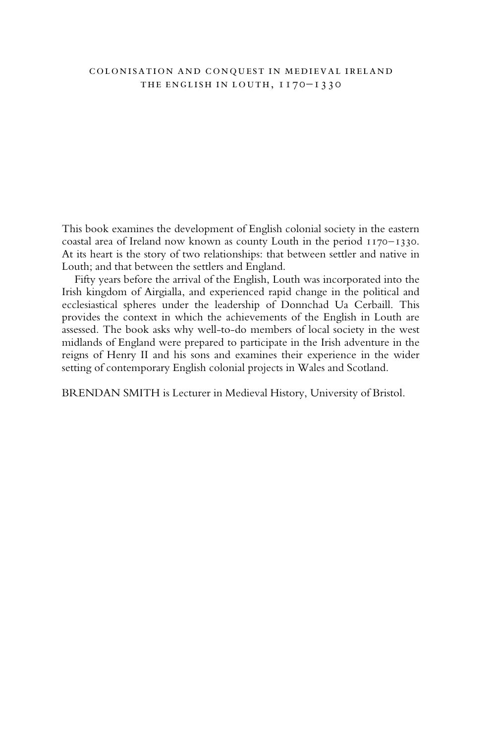# COLONISATION AND CONQUEST IN MEDIEVAL IRELAND
## THE ENGLISH IN LOUTH, 1170–1330

This book examines the development of English colonial society in the eastern coastal area of Ireland now known as county Louth in the period 1170–1330. At its heart is the story of two relationships: that between settler and native in Louth; and that between the settlers and England.

Fifty years before the arrival of the English, Louth was incorporated into the Irish kingdom of Airgialla, and experienced rapid change in the political and ecclesiastical spheres under the leadership of Donnchad Ua Cerbaill. This provides the context in which the achievements of the English in Louth are assessed. The book asks why well-to-do members of local society in the west midlands of England were prepared to participate in the Irish adventure in the reigns of Henry II and his sons and examines their experience in the wider setting of contemporary English colonial projects in Wales and Scotland.

BRENDAN SMITH is Lecturer in Medieval History, University of Bristol.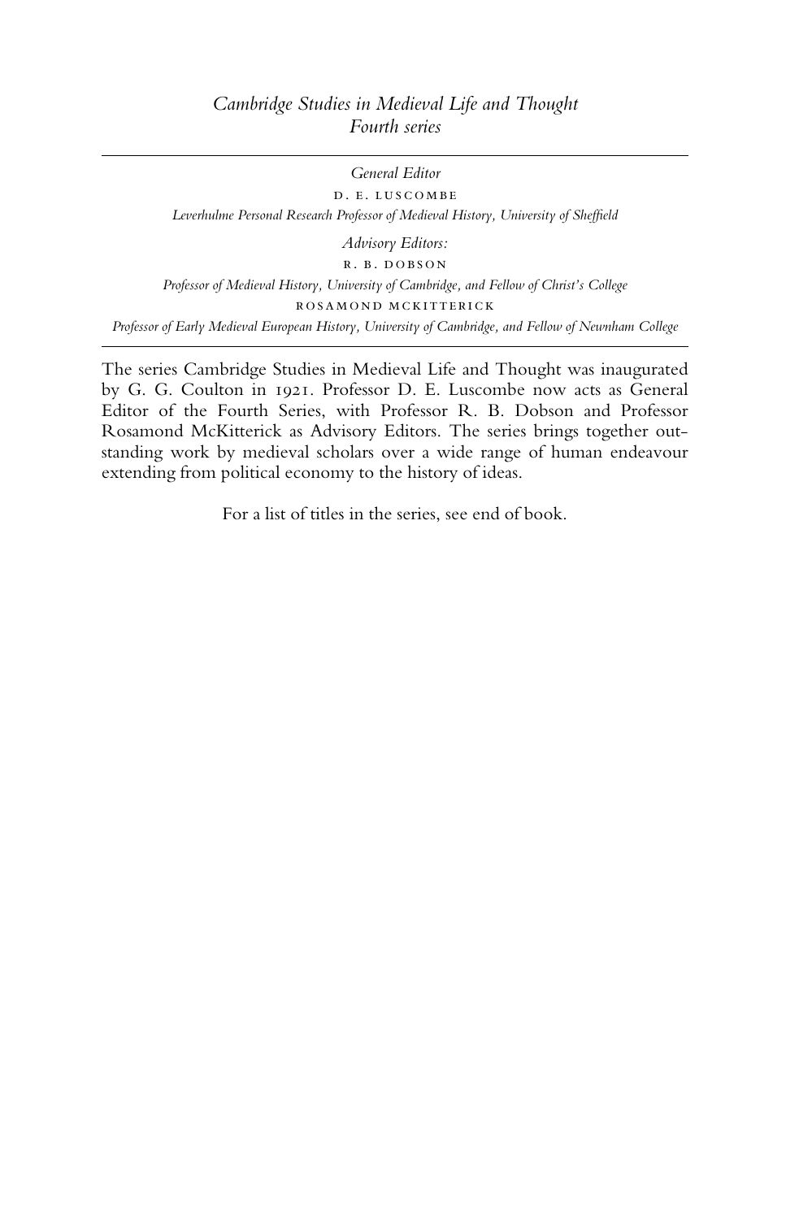*Cambridge Studies in Medieval Life and Thought*
*Fourth series*

---

*General Editor*

D. E. LUSCOMBE

*Leverhulme Personal Research Professor of Medieval History, University of Sheffield*

*Advisory Editors:*

R. B. DOBSON

*Professor of Medieval History, University of Cambridge, and Fellow of Christ's College*

ROSAMOND MCKITTERICK

*Professor of Early Medieval European History, University of Cambridge, and Fellow of Newnham College*

---

The series Cambridge Studies in Medieval Life and Thought was inaugurated by G. G. Coulton in 1921. Professor D. E. Luscombe now acts as General Editor of the Fourth Series, with Professor R. B. Dobson and Professor Rosamond McKitterick as Advisory Editors. The series brings together outstanding work by medieval scholars over a wide range of human endeavour extending from political economy to the history of ideas.

For a list of titles in the series, see end of book.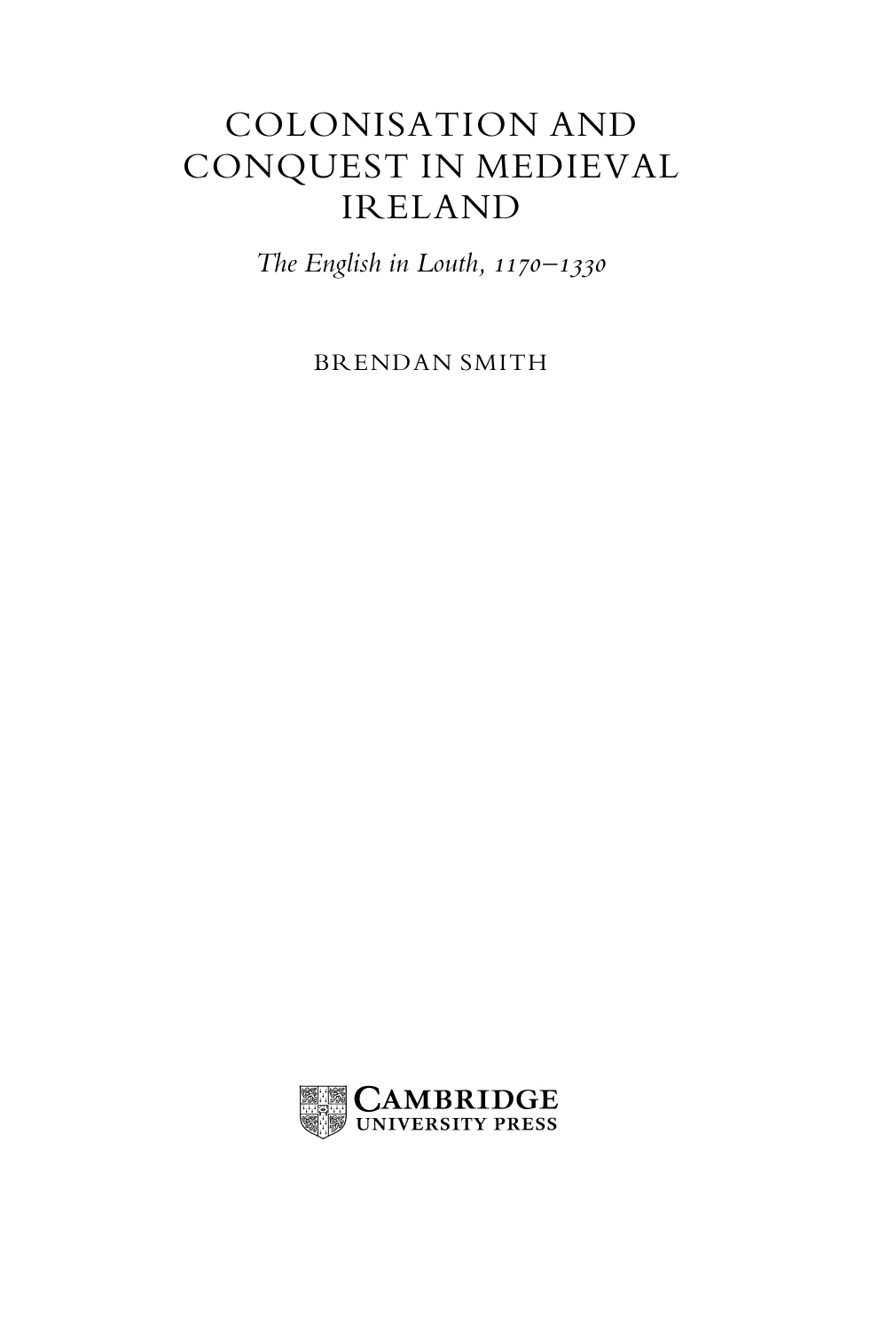# COLONISATION AND CONQUEST IN MEDIEVAL IRELAND

*The English in Louth, 1170–1330*

BRENDAN SMITH

CAMBRIDGE UNIVERSITY PRESS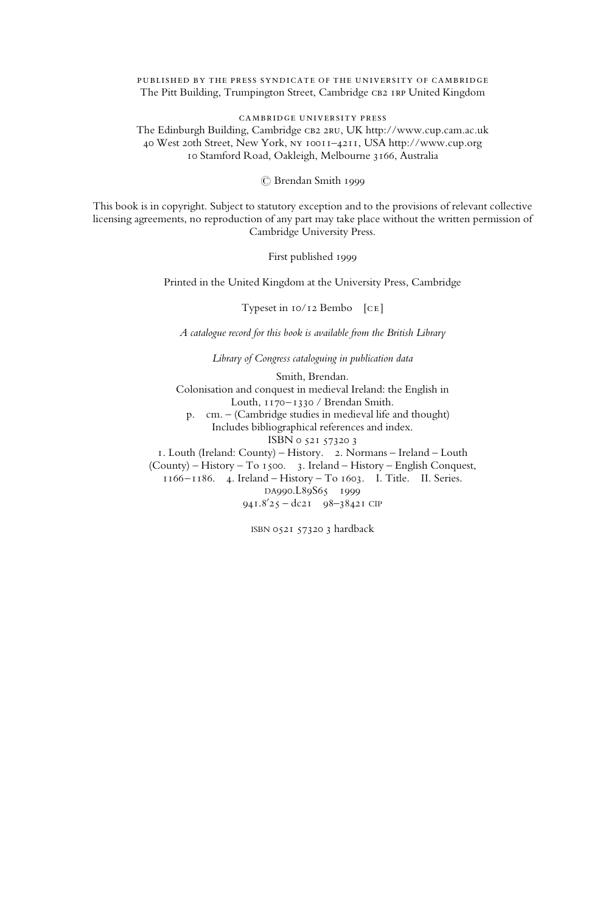PUBLISHED BY THE PRESS SYNDICATE OF THE UNIVERSITY OF CAMBRIDGE
The Pitt Building, Trumpington Street, Cambridge CB2 1RP United Kingdom

CAMBRIDGE UNIVERSITY PRESS
The Edinburgh Building, Cambridge CB2 2RU, UK http://www.cup.cam.ac.uk
40 West 20th Street, New York, NY 10011–4211, USA http://www.cup.org
10 Stamford Road, Oakleigh, Melbourne 3166, Australia

© Brendan Smith 1999

This book is in copyright. Subject to statutory exception and to the provisions of relevant collective licensing agreements, no reproduction of any part may take place without the written permission of Cambridge University Press.

First published 1999

Printed in the United Kingdom at the University Press, Cambridge

Typeset in 10/12 Bembo [CE]

*A catalogue record for this book is available from the British Library*

*Library of Congress cataloguing in publication data*

Smith, Brendan.
Colonisation and conquest in medieval Ireland: the English in Louth, 1170–1330 / Brendan Smith.
p. cm. – (Cambridge studies in medieval life and thought)
Includes bibliographical references and index.
ISBN 0 521 57320 3
1. Louth (Ireland: County) – History. 2. Normans – Ireland – Louth (County) – History – To 1500. 3. Ireland – History – English Conquest, 1166–1186. 4. Ireland – History – To 1603. I. Title. II. Series.
DA990.L89S65 1999
941.8′25 – dc21 98–38421 CIP

ISBN 0521 57320 3 hardback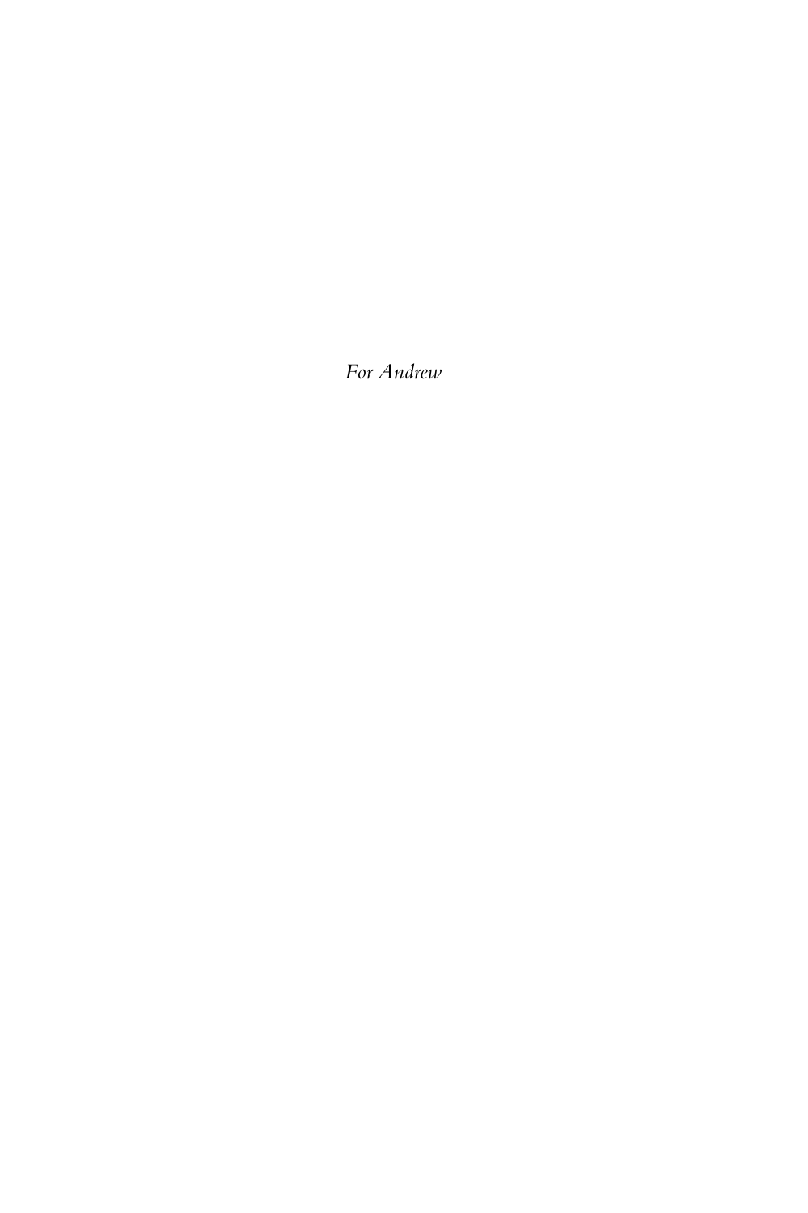*For Andrew*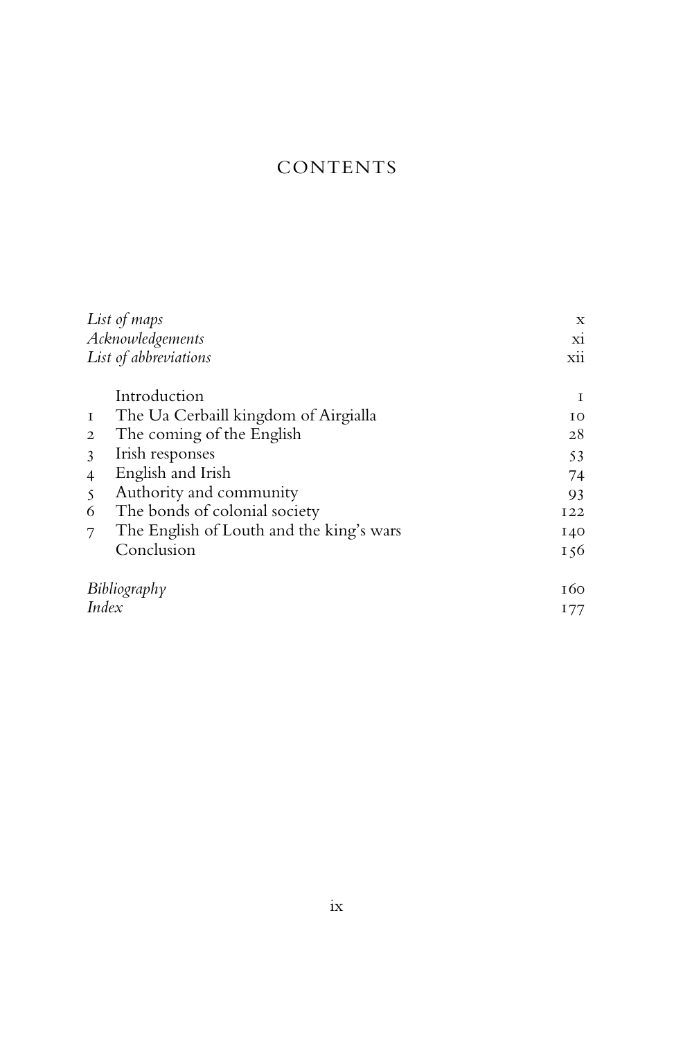# CONTENTS

| | | |
|---|---|---|
| *List of maps* | | x |
| *Acknowledgements* | | xi |
| *List of abbreviations* | | xii |
| | Introduction | 1 |
| 1 | The Ua Cerbaill kingdom of Airgialla | 10 |
| 2 | The coming of the English | 28 |
| 3 | Irish responses | 53 |
| 4 | English and Irish | 74 |
| 5 | Authority and community | 93 |
| 6 | The bonds of colonial society | 122 |
| 7 | The English of Louth and the king's wars | 140 |
| | Conclusion | 156 |
| *Bibliography* | | 160 |
| *Index* | | 177 |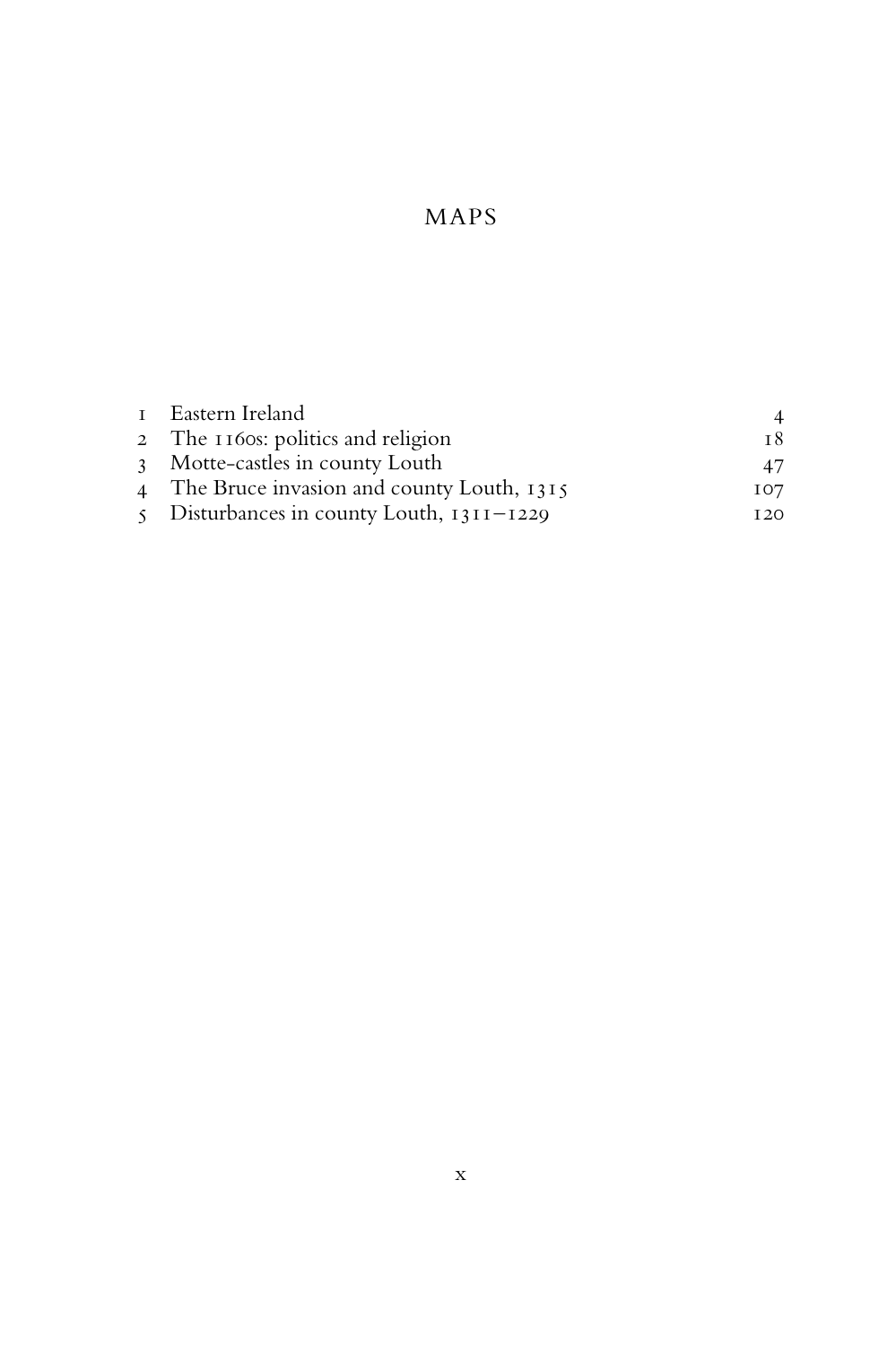# MAPS

| | | |
|---|---|---|
| 1 | Eastern Ireland | 4 |
| 2 | The 1160s: politics and religion | 18 |
| 3 | Motte-castles in county Louth | 47 |
| 4 | The Bruce invasion and county Louth, 1315 | 107 |
| 5 | Disturbances in county Louth, 1311–1229 | 120 |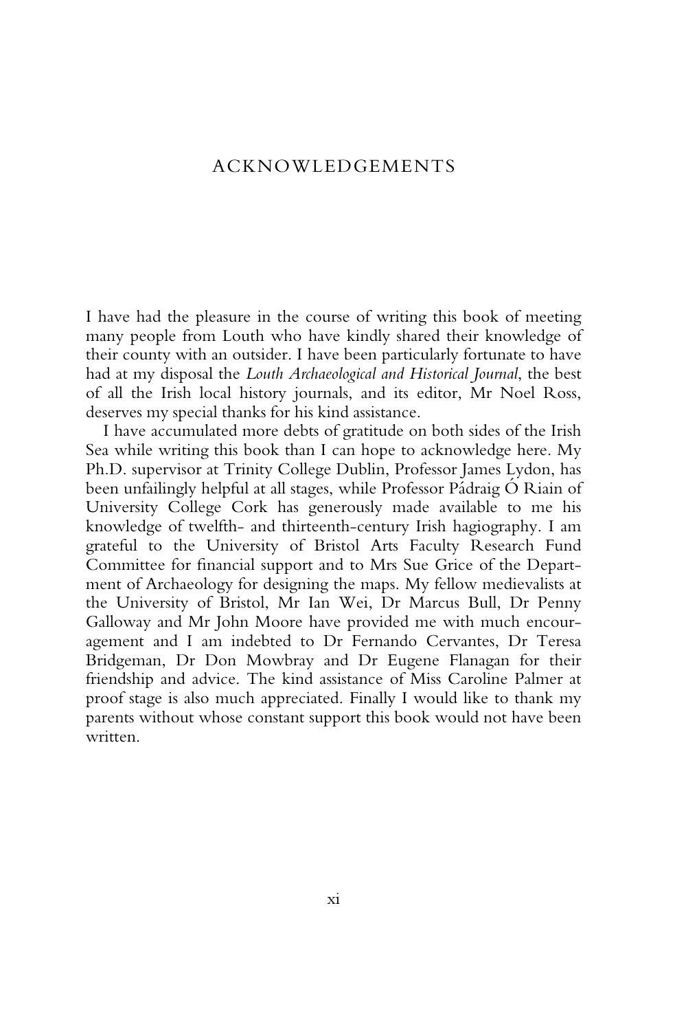# ACKNOWLEDGEMENTS

I have had the pleasure in the course of writing this book of meeting many people from Louth who have kindly shared their knowledge of their county with an outsider. I have been particularly fortunate to have had at my disposal the *Louth Archaeological and Historical Journal*, the best of all the Irish local history journals, and its editor, Mr Noel Ross, deserves my special thanks for his kind assistance.

I have accumulated more debts of gratitude on both sides of the Irish Sea while writing this book than I can hope to acknowledge here. My Ph.D. supervisor at Trinity College Dublin, Professor James Lydon, has been unfailingly helpful at all stages, while Professor Pádraig Ó Riain of University College Cork has generously made available to me his knowledge of twelfth- and thirteenth-century Irish hagiography. I am grateful to the University of Bristol Arts Faculty Research Fund Committee for financial support and to Mrs Sue Grice of the Department of Archaeology for designing the maps. My fellow medievalists at the University of Bristol, Mr Ian Wei, Dr Marcus Bull, Dr Penny Galloway and Mr John Moore have provided me with much encouragement and I am indebted to Dr Fernando Cervantes, Dr Teresa Bridgeman, Dr Don Mowbray and Dr Eugene Flanagan for their friendship and advice. The kind assistance of Miss Caroline Palmer at proof stage is also much appreciated. Finally I would like to thank my parents without whose constant support this book would not have been written.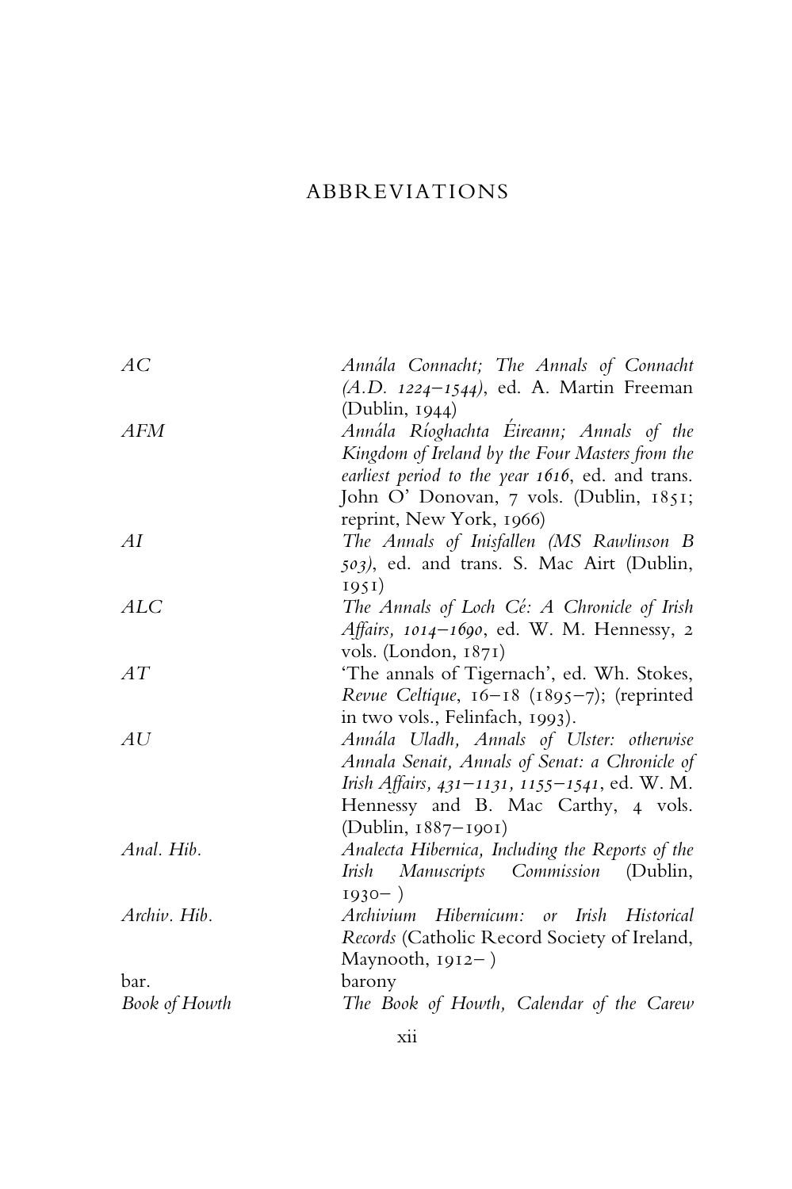# ABBREVIATIONS

| | |
|---|---|
| *AC* | *Annála Connacht; The Annals of Connacht (A.D. 1224–1544)*, ed. A. Martin Freeman (Dublin, 1944) |
| *AFM* | *Annála Ríoghachta Éireann; Annals of the Kingdom of Ireland by the Four Masters from the earliest period to the year 1616*, ed. and trans. John O' Donovan, 7 vols. (Dublin, 1851; reprint, New York, 1966) |
| *AI* | *The Annals of Inisfallen (MS Rawlinson B 503)*, ed. and trans. S. Mac Airt (Dublin, 1951) |
| *ALC* | *The Annals of Loch Cé: A Chronicle of Irish Affairs, 1014–1690*, ed. W. M. Hennessy, 2 vols. (London, 1871) |
| *AT* | 'The annals of Tigernach', ed. Wh. Stokes, *Revue Celtique*, 16–18 (1895–7); (reprinted in two vols., Felinfach, 1993). |
| *AU* | *Annála Uladh, Annals of Ulster: otherwise Annala Senait, Annals of Senat: a Chronicle of Irish Affairs, 431–1131, 1155–1541*, ed. W. M. Hennessy and B. Mac Carthy, 4 vols. (Dublin, 1887–1901) |
| *Anal. Hib.* | *Analecta Hibernica, Including the Reports of the Irish Manuscripts Commission* (Dublin, 1930– ) |
| *Archiv. Hib.* | *Archivium Hibernicum: or Irish Historical Records* (Catholic Record Society of Ireland, Maynooth, 1912– ) |
| bar. | barony |
| *Book of Howth* | *The Book of Howth, Calendar of the Carew* |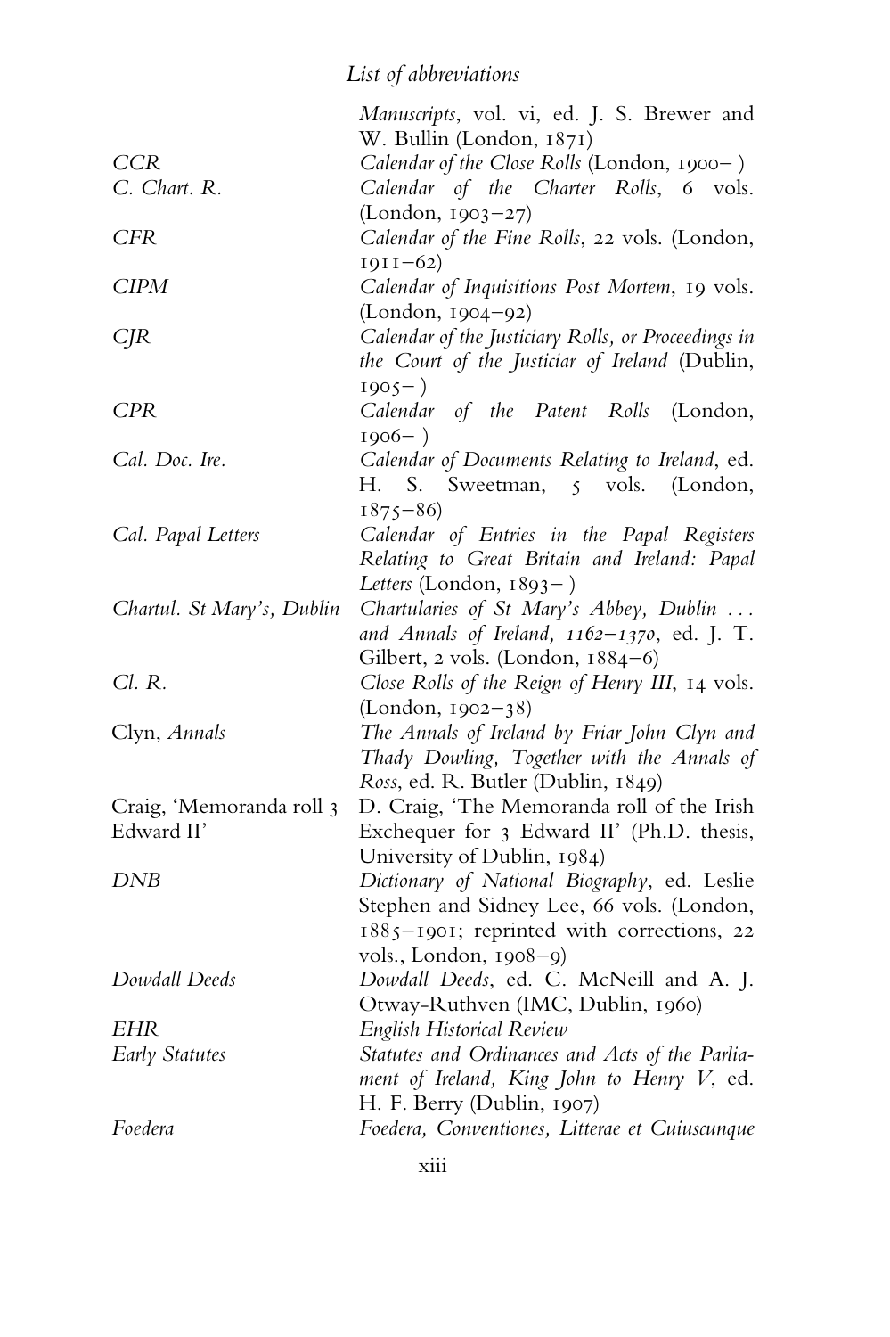| | |
|---|---|
| | *Manuscripts*, vol. vi, ed. J. S. Brewer and W. Bullin (London, 1871) |
| *CCR* | *Calendar of the Close Rolls* (London, 1900– ) |
| *C. Chart. R.* | *Calendar of the Charter Rolls*, 6 vols. (London, 1903–27) |
| *CFR* | *Calendar of the Fine Rolls*, 22 vols. (London, 1911–62) |
| *CIPM* | *Calendar of Inquisitions Post Mortem*, 19 vols. (London, 1904–92) |
| *CJR* | *Calendar of the Justiciary Rolls, or Proceedings in the Court of the Justiciar of Ireland* (Dublin, 1905– ) |
| *CPR* | *Calendar of the Patent Rolls* (London, 1906– ) |
| *Cal. Doc. Ire.* | *Calendar of Documents Relating to Ireland*, ed. H. S. Sweetman, 5 vols. (London, 1875–86) |
| *Cal. Papal Letters* | *Calendar of Entries in the Papal Registers Relating to Great Britain and Ireland: Papal Letters* (London, 1893– ) |
| *Chartul. St Mary's, Dublin* | *Chartularies of St Mary's Abbey, Dublin . . . and Annals of Ireland, 1162–1370*, ed. J. T. Gilbert, 2 vols. (London, 1884–6) |
| *Cl. R.* | *Close Rolls of the Reign of Henry III*, 14 vols. (London, 1902–38) |
| Clyn, *Annals* | *The Annals of Ireland by Friar John Clyn and Thady Dowling, Together with the Annals of Ross*, ed. R. Butler (Dublin, 1849) |
| Craig, 'Memoranda roll 3 Edward II' | D. Craig, 'The Memoranda roll of the Irish Exchequer for 3 Edward II' (Ph.D. thesis, University of Dublin, 1984) |
| *DNB* | *Dictionary of National Biography*, ed. Leslie Stephen and Sidney Lee, 66 vols. (London, 1885–1901; reprinted with corrections, 22 vols., London, 1908–9) |
| *Dowdall Deeds* | *Dowdall Deeds*, ed. C. McNeill and A. J. Otway-Ruthven (IMC, Dublin, 1960) |
| *EHR* | *English Historical Review* |
| *Early Statutes* | *Statutes and Ordinances and Acts of the Parliament of Ireland, King John to Henry V*, ed. H. F. Berry (Dublin, 1907) |
| *Foedera* | *Foedera, Conventiones, Litterae et Cuiuscunque* |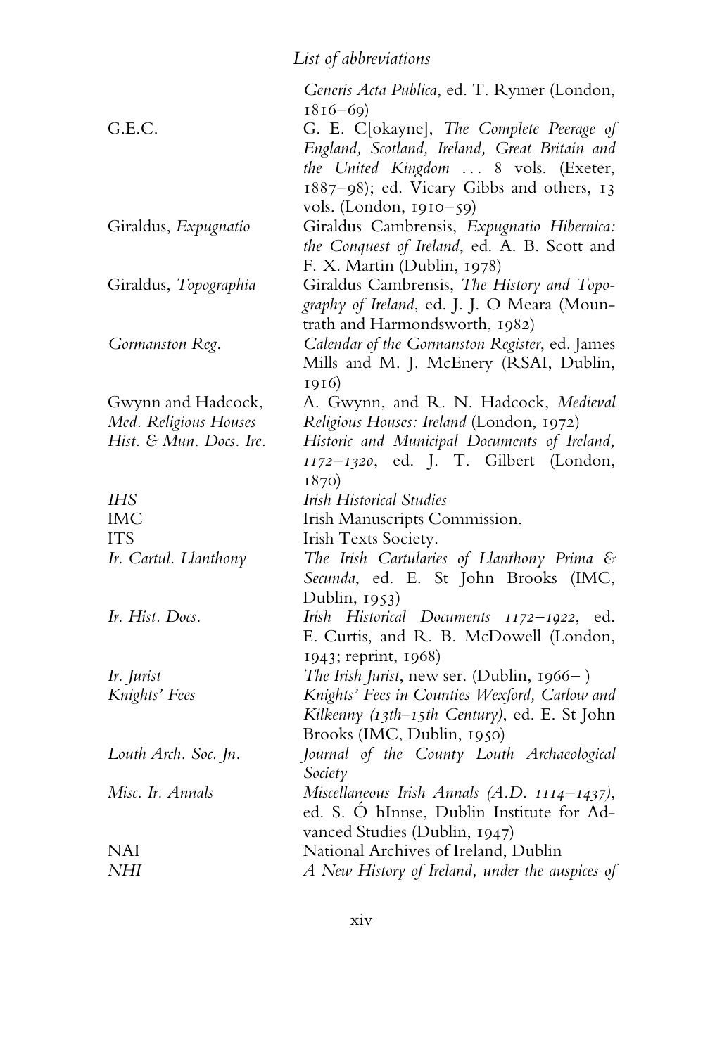*Generis Acta Publica*, ed. T. Rymer (London, 1816–69)

| | |
|---|---|
| G.E.C. | G. E. C[okayne], *The Complete Peerage of England, Scotland, Ireland, Great Britain and the United Kingdom* ... 8 vols. (Exeter, 1887–98); ed. Vicary Gibbs and others, 13 vols. (London, 1910–59) |
| Giraldus, *Expugnatio* | Giraldus Cambrensis, *Expugnatio Hibernica: the Conquest of Ireland*, ed. A. B. Scott and F. X. Martin (Dublin, 1978) |
| Giraldus, *Topographia* | Giraldus Cambrensis, *The History and Topography of Ireland*, ed. J. J. O Meara (Mountrath and Harmondsworth, 1982) |
| *Gormanston Reg.* | *Calendar of the Gormanston Register*, ed. James Mills and M. J. McEnery (RSAI, Dublin, 1916) |
| Gwynn and Hadcock, *Med. Religious Houses* | A. Gwynn, and R. N. Hadcock, *Medieval Religious Houses: Ireland* (London, 1972) |
| *Hist. & Mun. Docs. Ire.* | *Historic and Municipal Documents of Ireland, 1172–1320*, ed. J. T. Gilbert (London, 1870) |
| *IHS* | *Irish Historical Studies* |
| IMC | Irish Manuscripts Commission. |
| ITS | Irish Texts Society. |
| *Ir. Cartul. Llanthony* | *The Irish Cartularies of Llanthony Prima & Secunda*, ed. E. St John Brooks (IMC, Dublin, 1953) |
| *Ir. Hist. Docs.* | *Irish Historical Documents 1172–1922*, ed. E. Curtis, and R. B. McDowell (London, 1943; reprint, 1968) |
| *Ir. Jurist* | *The Irish Jurist*, new ser. (Dublin, 1966– ) |
| *Knights' Fees* | *Knights' Fees in Counties Wexford, Carlow and Kilkenny (13th–15th Century)*, ed. E. St John Brooks (IMC, Dublin, 1950) |
| *Louth Arch. Soc. Jn.* | *Journal of the County Louth Archaeological Society* |
| *Misc. Ir. Annals* | *Miscellaneous Irish Annals (A.D. 1114–1437)*, ed. S. Ó hInnse, Dublin Institute for Advanced Studies (Dublin, 1947) |
| NAI | National Archives of Ireland, Dublin |
| *NHI* | *A New History of Ireland, under the auspices of* |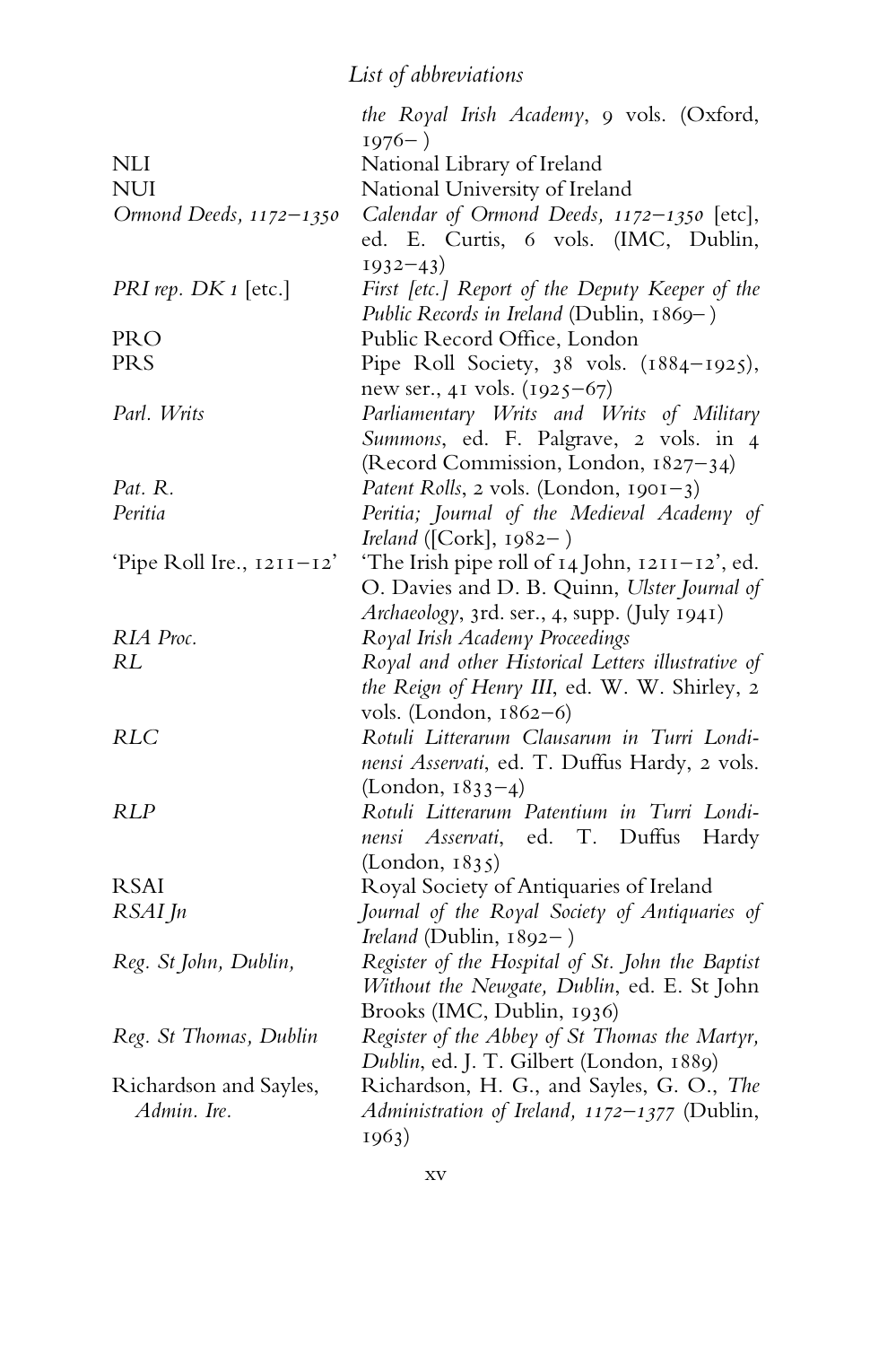| | |
|---|---|
| | *the Royal Irish Academy*, 9 vols. (Oxford, 1976– ) |
| NLI | National Library of Ireland |
| NUI | National University of Ireland |
| *Ormond Deeds, 1172–1350* | *Calendar of Ormond Deeds, 1172–1350* [etc], ed. E. Curtis, 6 vols. (IMC, Dublin, 1932–43) |
| *PRI rep. DK 1* [etc.] | *First [etc.] Report of the Deputy Keeper of the Public Records in Ireland* (Dublin, 1869– ) |
| PRO | Public Record Office, London |
| PRS | Pipe Roll Society, 38 vols. (1884–1925), new ser., 41 vols. (1925–67) |
| *Parl. Writs* | *Parliamentary Writs and Writs of Military Summons*, ed. F. Palgrave, 2 vols. in 4 (Record Commission, London, 1827–34) |
| *Pat. R.* | *Patent Rolls*, 2 vols. (London, 1901–3) |
| *Peritia* | *Peritia; Journal of the Medieval Academy of Ireland* ([Cork], 1982– ) |
| 'Pipe Roll Ire., 1211–12' | 'The Irish pipe roll of 14 John, 1211–12', ed. O. Davies and D. B. Quinn, *Ulster Journal of Archaeology*, 3rd. ser., 4, supp. (July 1941) |
| *RIA Proc.* | *Royal Irish Academy Proceedings* |
| *RL* | *Royal and other Historical Letters illustrative of the Reign of Henry III*, ed. W. W. Shirley, 2 vols. (London, 1862–6) |
| *RLC* | *Rotuli Litterarum Clausarum in Turri Londinensi Asservati*, ed. T. Duffus Hardy, 2 vols. (London, 1833–4) |
| *RLP* | *Rotuli Litterarum Patentium in Turri Londinensi Asservati*, ed. T. Duffus Hardy (London, 1835) |
| RSAI | Royal Society of Antiquaries of Ireland |
| *RSAI Jn* | *Journal of the Royal Society of Antiquaries of Ireland* (Dublin, 1892– ) |
| *Reg. St John, Dublin,* | *Register of the Hospital of St. John the Baptist Without the Newgate, Dublin*, ed. E. St John Brooks (IMC, Dublin, 1936) |
| *Reg. St Thomas, Dublin* | *Register of the Abbey of St Thomas the Martyr, Dublin*, ed. J. T. Gilbert (London, 1889) |
| Richardson and Sayles, *Admin. Ire.* | Richardson, H. G., and Sayles, G. O., *The Administration of Ireland, 1172–1377* (Dublin, 1963) |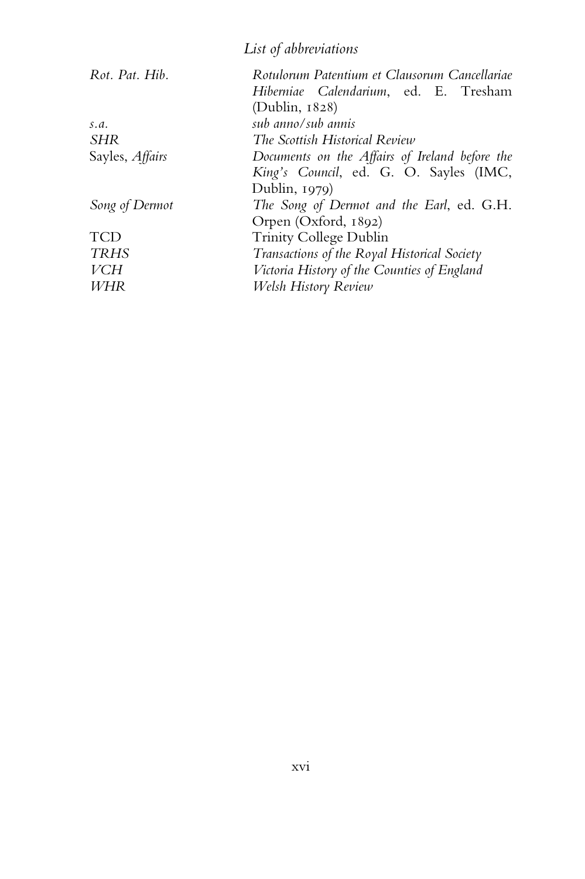| | |
|---|---|
| *Rot. Pat. Hib.* | *Rotulorum Patentium et Clausorum Cancellariae Hiberniae Calendarium*, ed. E. Tresham (Dublin, 1828) |
| *s.a.* | *sub anno/sub annis* |
| *SHR* | *The Scottish Historical Review* |
| Sayles, *Affairs* | *Documents on the Affairs of Ireland before the King's Council*, ed. G. O. Sayles (IMC, Dublin, 1979) |
| *Song of Dermot* | *The Song of Dermot and the Earl*, ed. G.H. Orpen (Oxford, 1892) |
| TCD | Trinity College Dublin |
| *TRHS* | *Transactions of the Royal Historical Society* |
| *VCH* | *Victoria History of the Counties of England* |
| *WHR* | *Welsh History Review* |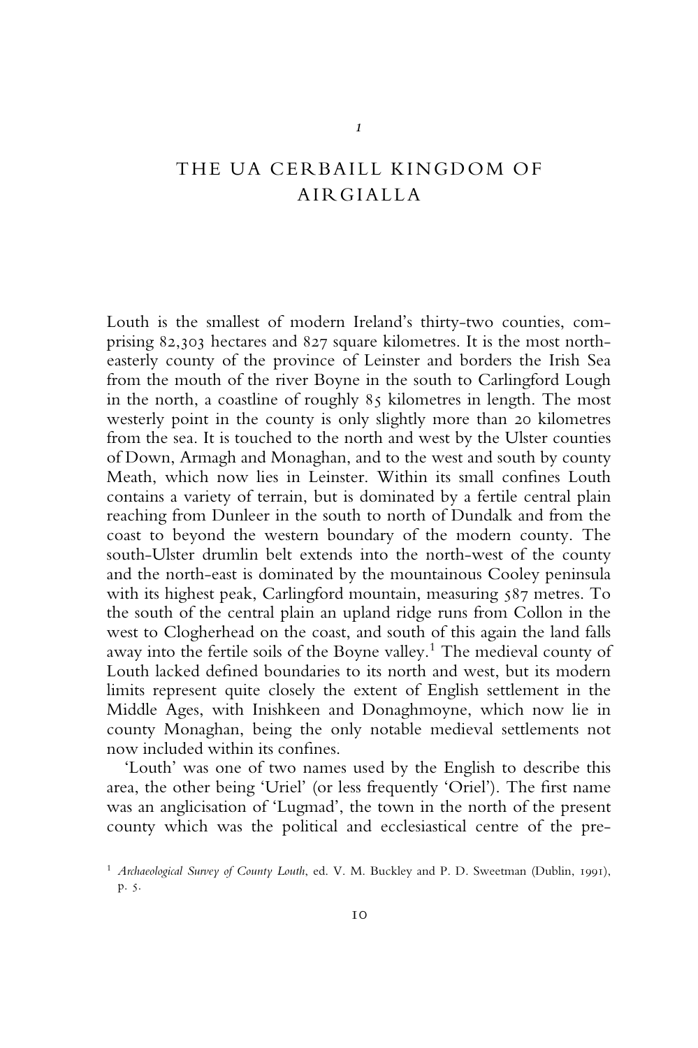1

# THE UA CERBAILL KINGDOM OF AIRGIALLA

Louth is the smallest of modern Ireland's thirty-two counties, comprising 82,303 hectares and 827 square kilometres. It is the most north-easterly county of the province of Leinster and borders the Irish Sea from the mouth of the river Boyne in the south to Carlingford Lough in the north, a coastline of roughly 85 kilometres in length. The most westerly point in the county is only slightly more than 20 kilometres from the sea. It is touched to the north and west by the Ulster counties of Down, Armagh and Monaghan, and to the west and south by county Meath, which now lies in Leinster. Within its small confines Louth contains a variety of terrain, but is dominated by a fertile central plain reaching from Dunleer in the south to north of Dundalk and from the coast to beyond the western boundary of the modern county. The south-Ulster drumlin belt extends into the north-west of the county and the north-east is dominated by the mountainous Cooley peninsula with its highest peak, Carlingford mountain, measuring 587 metres. To the south of the central plain an upland ridge runs from Collon in the west to Clogherhead on the coast, and south of this again the land falls away into the fertile soils of the Boyne valley.[1] The medieval county of Louth lacked defined boundaries to its north and west, but its modern limits represent quite closely the extent of English settlement in the Middle Ages, with Inishkeen and Donaghmoyne, which now lie in county Monaghan, being the only notable medieval settlements not now included within its confines.

'Louth' was one of two names used by the English to describe this area, the other being 'Uriel' (or less frequently 'Oriel'). The first name was an anglicisation of 'Lugmad', the town in the north of the present county which was the political and ecclesiastical centre of the pre-

[1] *Archaeological Survey of County Louth*, ed. V. M. Buckley and P. D. Sweetman (Dublin, 1991), p. 5.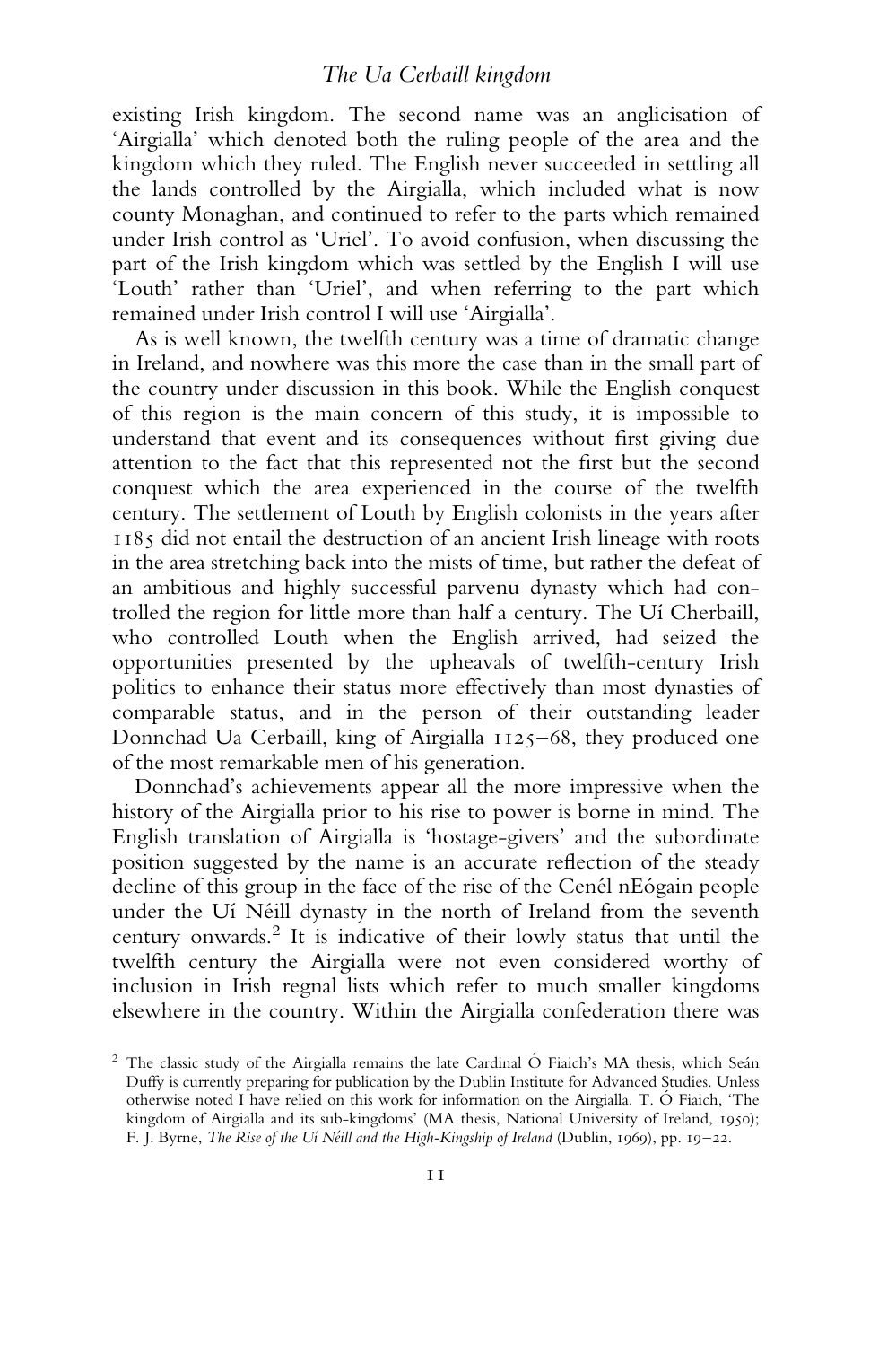existing Irish kingdom. The second name was an anglicisation of 'Airgialla' which denoted both the ruling people of the area and the kingdom which they ruled. The English never succeeded in settling all the lands controlled by the Airgialla, which included what is now county Monaghan, and continued to refer to the parts which remained under Irish control as 'Uriel'. To avoid confusion, when discussing the part of the Irish kingdom which was settled by the English I will use 'Louth' rather than 'Uriel', and when referring to the part which remained under Irish control I will use 'Airgialla'.

As is well known, the twelfth century was a time of dramatic change in Ireland, and nowhere was this more the case than in the small part of the country under discussion in this book. While the English conquest of this region is the main concern of this study, it is impossible to understand that event and its consequences without first giving due attention to the fact that this represented not the first but the second conquest which the area experienced in the course of the twelfth century. The settlement of Louth by English colonists in the years after 1185 did not entail the destruction of an ancient Irish lineage with roots in the area stretching back into the mists of time, but rather the defeat of an ambitious and highly successful parvenu dynasty which had controlled the region for little more than half a century. The Uí Cherbaill, who controlled Louth when the English arrived, had seized the opportunities presented by the upheavals of twelfth-century Irish politics to enhance their status more effectively than most dynasties of comparable status, and in the person of their outstanding leader Donnchad Ua Cerbaill, king of Airgialla 1125–68, they produced one of the most remarkable men of his generation.

Donnchad's achievements appear all the more impressive when the history of the Airgialla prior to his rise to power is borne in mind. The English translation of Airgialla is 'hostage-givers' and the subordinate position suggested by the name is an accurate reflection of the steady decline of this group in the face of the rise of the Cenél nEógain people under the Uí Néill dynasty in the north of Ireland from the seventh century onwards.[2] It is indicative of their lowly status that until the twelfth century the Airgialla were not even considered worthy of inclusion in Irish regnal lists which refer to much smaller kingdoms elsewhere in the country. Within the Airgialla confederation there was

[2] The classic study of the Airgialla remains the late Cardinal Ó Fiaich's MA thesis, which Seán Duffy is currently preparing for publication by the Dublin Institute for Advanced Studies. Unless otherwise noted I have relied on this work for information on the Airgialla. T. Ó Fiaich, 'The kingdom of Airgialla and its sub-kingdoms' (MA thesis, National University of Ireland, 1950); F. J. Byrne, *The Rise of the Uí Néill and the High-Kingship of Ireland* (Dublin, 1969), pp. 19–22.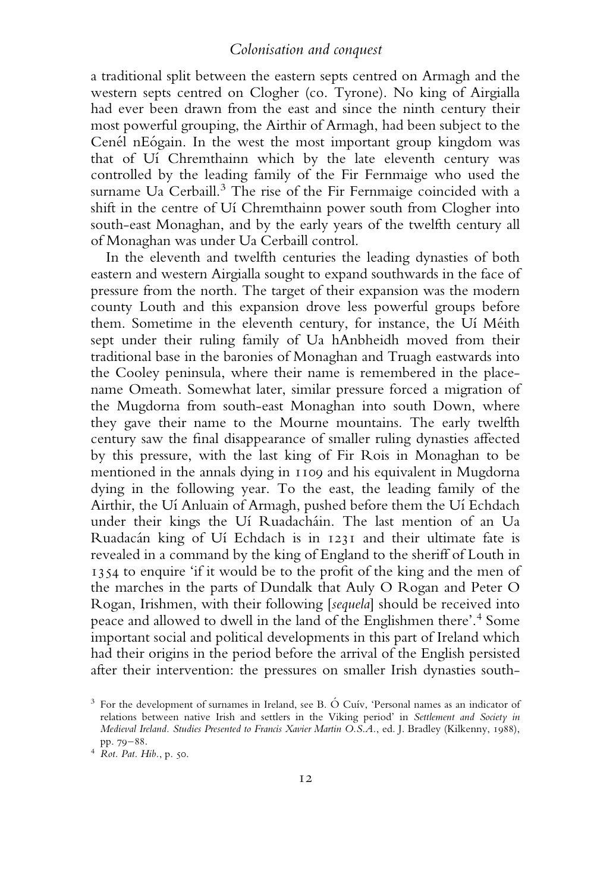a traditional split between the eastern septs centred on Armagh and the western septs centred on Clogher (co. Tyrone). No king of Airgialla had ever been drawn from the east and since the ninth century their most powerful grouping, the Airthir of Armagh, had been subject to the Cenél nEógain. In the west the most important group kingdom was that of Uí Chremthainn which by the late eleventh century was controlled by the leading family of the Fir Fernmaige who used the surname Ua Cerbaill.[3] The rise of the Fir Fernmaige coincided with a shift in the centre of Uí Chremthainn power south from Clogher into south-east Monaghan, and by the early years of the twelfth century all of Monaghan was under Ua Cerbaill control.

In the eleventh and twelfth centuries the leading dynasties of both eastern and western Airgialla sought to expand southwards in the face of pressure from the north. The target of their expansion was the modern county Louth and this expansion drove less powerful groups before them. Sometime in the eleventh century, for instance, the Uí Méith sept under their ruling family of Ua hAnbheidh moved from their traditional base in the baronies of Monaghan and Truagh eastwards into the Cooley peninsula, where their name is remembered in the place-name Omeath. Somewhat later, similar pressure forced a migration of the Mugdorna from south-east Monaghan into south Down, where they gave their name to the Mourne mountains. The early twelfth century saw the final disappearance of smaller ruling dynasties affected by this pressure, with the last king of Fir Rois in Monaghan to be mentioned in the annals dying in 1109 and his equivalent in Mugdorna dying in the following year. To the east, the leading family of the Airthir, the Uí Anluain of Armagh, pushed before them the Uí Echdach under their kings the Uí Ruadacháin. The last mention of an Ua Ruadacán king of Uí Echdach is in 1231 and their ultimate fate is revealed in a command by the king of England to the sheriff of Louth in 1354 to enquire 'if it would be to the profit of the king and the men of the marches in the parts of Dundalk that Auly O Rogan and Peter O Rogan, Irishmen, with their following [*sequela*] should be received into peace and allowed to dwell in the land of the Englishmen there'.[4] Some important social and political developments in this part of Ireland which had their origins in the period before the arrival of the English persisted after their intervention: the pressures on smaller Irish dynasties south-

[3] For the development of surnames in Ireland, see B. Ó Cuív, 'Personal names as an indicator of relations between native Irish and settlers in the Viking period' in *Settlement and Society in Medieval Ireland. Studies Presented to Francis Xavier Martin O.S.A.*, ed. J. Bradley (Kilkenny, 1988), pp. 79–88.

[4] *Rot. Pat. Hib.*, p. 50.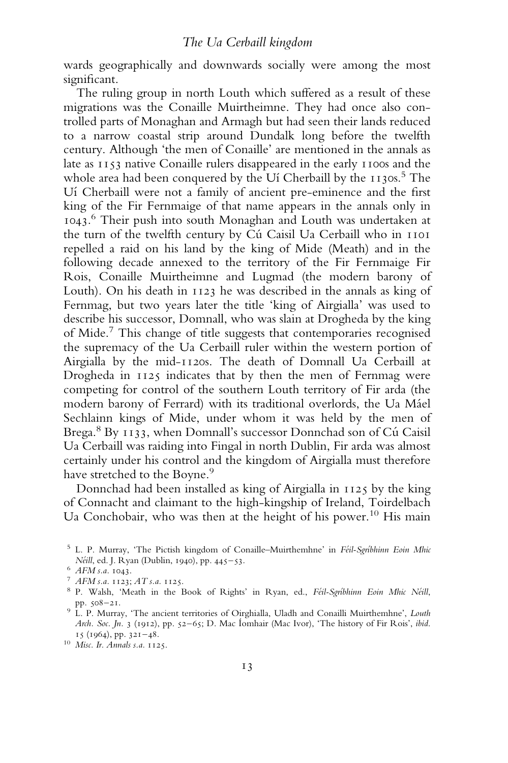wards geographically and downwards socially were among the most significant.

The ruling group in north Louth which suffered as a result of these migrations was the Conaille Muirtheimne. They had once also controlled parts of Monaghan and Armagh but had seen their lands reduced to a narrow coastal strip around Dundalk long before the twelfth century. Although 'the men of Conaille' are mentioned in the annals as late as 1153 native Conaille rulers disappeared in the early 1100s and the whole area had been conquered by the Uí Cherbaill by the 1130s.[5] The Uí Cherbaill were not a family of ancient pre-eminence and the first king of the Fir Fernmaige of that name appears in the annals only in 1043.[6] Their push into south Monaghan and Louth was undertaken at the turn of the twelfth century by Cú Caisil Ua Cerbaill who in 1101 repelled a raid on his land by the king of Mide (Meath) and in the following decade annexed to the territory of the Fir Fernmaige Fir Rois, Conaille Muirtheimne and Lugmad (the modern barony of Louth). On his death in 1123 he was described in the annals as king of Fernmag, but two years later the title 'king of Airgialla' was used to describe his successor, Domnall, who was slain at Drogheda by the king of Mide.[7] This change of title suggests that contemporaries recognised the supremacy of the Ua Cerbaill ruler within the western portion of Airgialla by the mid-1120s. The death of Domnall Ua Cerbaill at Drogheda in 1125 indicates that by then the men of Fernmag were competing for control of the southern Louth territory of Fir arda (the modern barony of Ferrard) with its traditional overlords, the Ua Máel Sechlainn kings of Mide, under whom it was held by the men of Brega.[8] By 1133, when Domnall's successor Donnchad son of Cú Caisil Ua Cerbaill was raiding into Fingal in north Dublin, Fir arda was almost certainly under his control and the kingdom of Airgialla must therefore have stretched to the Boyne.[9]

Donnchad had been installed as king of Airgialla in 1125 by the king of Connacht and claimant to the high-kingship of Ireland, Toirdelbach Ua Conchobair, who was then at the height of his power.[10] His main

---

[5] L. P. Murray, 'The Pictish kingdom of Conaille–Muirthemhne' in *Féil-Sgríbhinn Eoin Mhic Néill*, ed. J. Ryan (Dublin, 1940), pp. 445–53.

[6] *AFM s.a.* 1043.

[7] *AFM s.a.* 1123; *AT s.a.* 1125.

[8] P. Walsh, 'Meath in the Book of Rights' in Ryan, ed., *Féil-Sgríbhinn Eoin Mhic Néill*, pp. 508–21.

[9] L. P. Murray, 'The ancient territories of Oirghialla, Uladh and Conailli Muirthemhne', *Louth Arch. Soc. Jn.* 3 (1912), pp. 52–65; D. Mac Íomhair (Mac Ivor), 'The history of Fir Rois', *ibid.* 15 (1964), pp. 321–48.

[10] *Misc. Ir. Annals s.a.* 1125.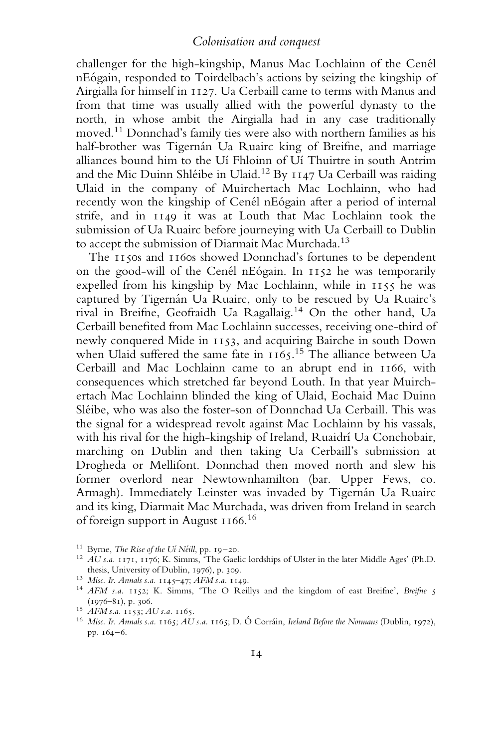challenger for the high-kingship, Manus Mac Lochlainn of the Cenél nEógain, responded to Toirdelbach's actions by seizing the kingship of Airgialla for himself in 1127. Ua Cerbaill came to terms with Manus and from that time was usually allied with the powerful dynasty to the north, in whose ambit the Airgialla had in any case traditionally moved.[11] Donnchad's family ties were also with northern families as his half-brother was Tigernán Ua Ruairc king of Breifne, and marriage alliances bound him to the Uí Fhloinn of Uí Thuirtre in south Antrim and the Mic Duinn Shléibe in Ulaid.[12] By 1147 Ua Cerbaill was raiding Ulaid in the company of Muirchertach Mac Lochlainn, who had recently won the kingship of Cenél nEógain after a period of internal strife, and in 1149 it was at Louth that Mac Lochlainn took the submission of Ua Ruairc before journeying with Ua Cerbaill to Dublin to accept the submission of Diarmait Mac Murchada.[13]

The 1150s and 1160s showed Donnchad's fortunes to be dependent on the good-will of the Cenél nEógain. In 1152 he was temporarily expelled from his kingship by Mac Lochlainn, while in 1155 he was captured by Tigernán Ua Ruairc, only to be rescued by Ua Ruairc's rival in Breifne, Geofraidh Ua Ragallaig.[14] On the other hand, Ua Cerbaill benefited from Mac Lochlainn successes, receiving one-third of newly conquered Mide in 1153, and acquiring Bairche in south Down when Ulaid suffered the same fate in 1165.[15] The alliance between Ua Cerbaill and Mac Lochlainn came to an abrupt end in 1166, with consequences which stretched far beyond Louth. In that year Muirchertach Mac Lochlainn blinded the king of Ulaid, Eochaid Mac Duinn Sléibe, who was also the foster-son of Donnchad Ua Cerbaill. This was the signal for a widespread revolt against Mac Lochlainn by his vassals, with his rival for the high-kingship of Ireland, Ruaidrí Ua Conchobair, marching on Dublin and then taking Ua Cerbaill's submission at Drogheda or Mellifont. Donnchad then moved north and slew his former overlord near Newtownhamilton (bar. Upper Fews, co. Armagh). Immediately Leinster was invaded by Tigernán Ua Ruairc and its king, Diarmait Mac Murchada, was driven from Ireland in search of foreign support in August 1166.[16]

---

[11] Byrne, *The Rise of the Uí Néill*, pp. 19–20.

[12] *AU s.a.* 1171, 1176; K. Simms, 'The Gaelic lordships of Ulster in the later Middle Ages' (Ph.D. thesis, University of Dublin, 1976), p. 309.

[13] *Misc. Ir. Annals s.a.* 1145–47; *AFM s.a.* 1149.

[14] *AFM s.a.* 1152; K. Simms, 'The O Reillys and the kingdom of east Breifne', *Breifne* 5 (1976–81), p. 306.

[15] *AFM s.a.* 1153; *AU s.a.* 1165.

[16] *Misc. Ir. Annals s.a.* 1165; *AU s.a.* 1165; D. Ó Corráin, *Ireland Before the Normans* (Dublin, 1972), pp. 164–6.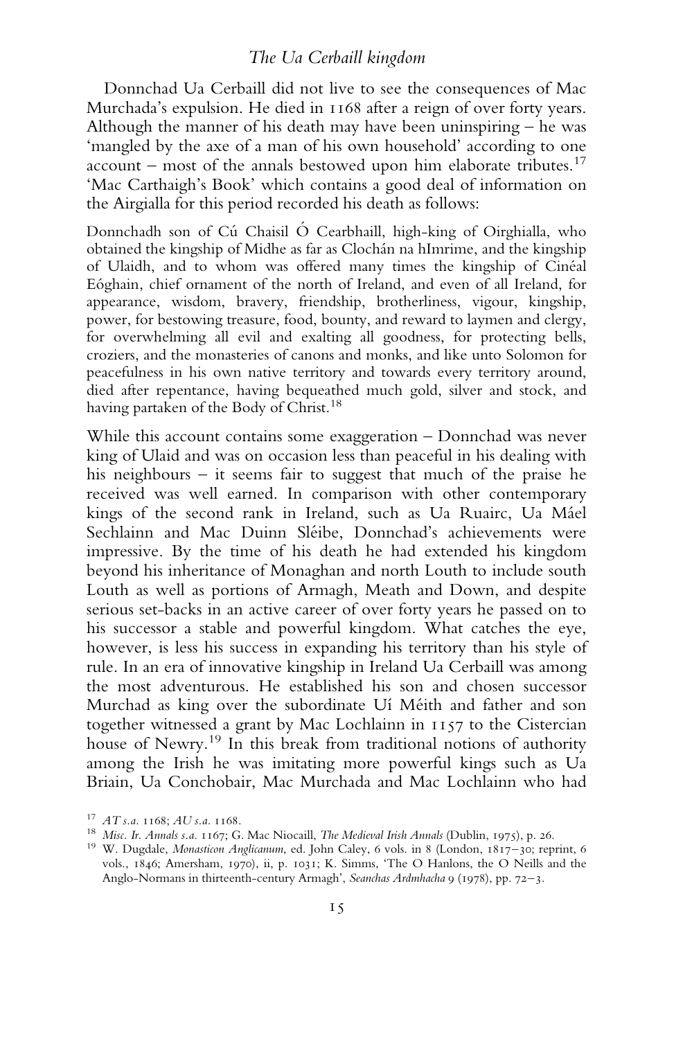Donnchad Ua Cerbaill did not live to see the consequences of Mac Murchada's expulsion. He died in 1168 after a reign of over forty years. Although the manner of his death may have been uninspiring – he was 'mangled by the axe of a man of his own household' according to one account – most of the annals bestowed upon him elaborate tributes.[17] 'Mac Carthaigh's Book' which contains a good deal of information on the Airgialla for this period recorded his death as follows:

> Donnchadh son of Cú Chaisil Ó Cearbhaill, high-king of Oirghialla, who obtained the kingship of Midhe as far as Clochán na hImrime, and the kingship of Ulaidh, and to whom was offered many times the kingship of Cinéal Eóghain, chief ornament of the north of Ireland, and even of all Ireland, for appearance, wisdom, bravery, friendship, brotherliness, vigour, kingship, power, for bestowing treasure, food, bounty, and reward to laymen and clergy, for overwhelming all evil and exalting all goodness, for protecting bells, croziers, and the monasteries of canons and monks, and like unto Solomon for peacefulness in his own native territory and towards every territory around, died after repentance, having bequeathed much gold, silver and stock, and having partaken of the Body of Christ.[18]

While this account contains some exaggeration – Donnchad was never king of Ulaid and was on occasion less than peaceful in his dealing with his neighbours – it seems fair to suggest that much of the praise he received was well earned. In comparison with other contemporary kings of the second rank in Ireland, such as Ua Ruairc, Ua Máel Sechlainn and Mac Duinn Sléibe, Donnchad's achievements were impressive. By the time of his death he had extended his kingdom beyond his inheritance of Monaghan and north Louth to include south Louth as well as portions of Armagh, Meath and Down, and despite serious set-backs in an active career of over forty years he passed on to his successor a stable and powerful kingdom. What catches the eye, however, is less his success in expanding his territory than his style of rule. In an era of innovative kingship in Ireland Ua Cerbaill was among the most adventurous. He established his son and chosen successor Murchad as king over the subordinate Uí Méith and father and son together witnessed a grant by Mac Lochlainn in 1157 to the Cistercian house of Newry.[19] In this break from traditional notions of authority among the Irish he was imitating more powerful kings such as Ua Briain, Ua Conchobair, Mac Murchada and Mac Lochlainn who had

---

[17] *AT s.a.* 1168; *AU s.a.* 1168.

[18] *Misc. Ir. Annals s.a.* 1167; G. Mac Niocaill, *The Medieval Irish Annals* (Dublin, 1975), p. 26.

[19] W. Dugdale, *Monasticon Anglicanum*, ed. John Caley, 6 vols. in 8 (London, 1817–30; reprint, 6 vols., 1846; Amersham, 1970), ii, p. 1031; K. Simms, 'The O Hanlons, the O Neills and the Anglo-Normans in thirteenth-century Armagh', *Seanchas Ardmhacha* 9 (1978), pp. 72–3.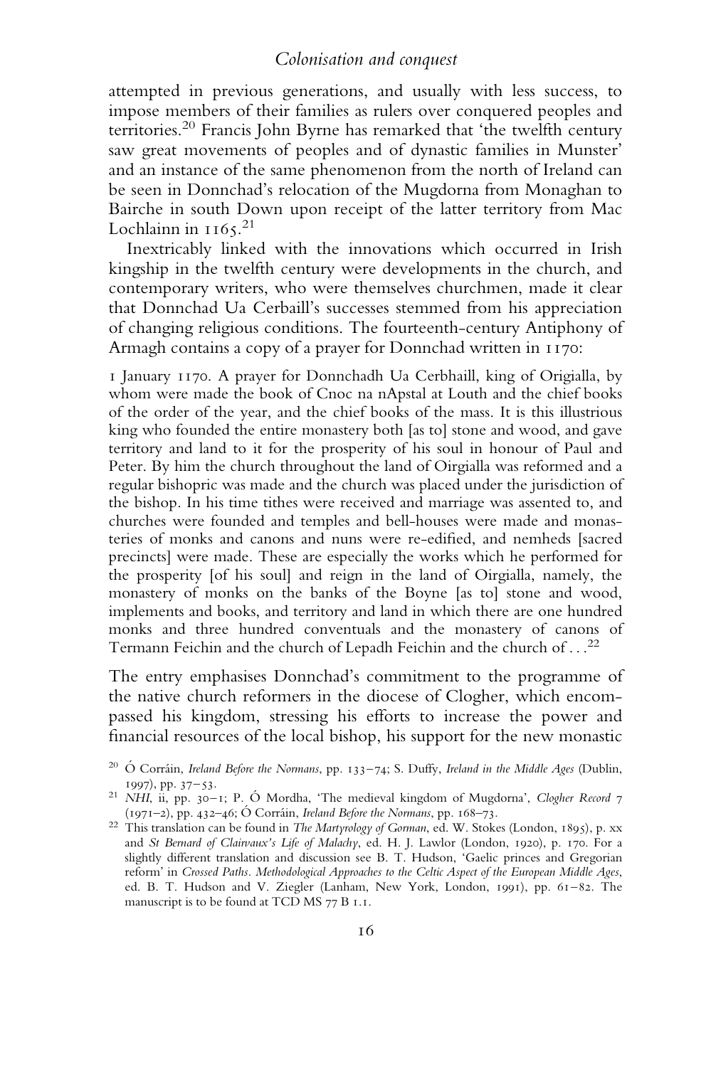attempted in previous generations, and usually with less success, to impose members of their families as rulers over conquered peoples and territories.[20] Francis John Byrne has remarked that 'the twelfth century saw great movements of peoples and of dynastic families in Munster' and an instance of the same phenomenon from the north of Ireland can be seen in Donnchad's relocation of the Mugdorna from Monaghan to Bairche in south Down upon receipt of the latter territory from Mac Lochlainn in 1165.[21]

Inextricably linked with the innovations which occurred in Irish kingship in the twelfth century were developments in the church, and contemporary writers, who were themselves churchmen, made it clear that Donnchad Ua Cerbaill's successes stemmed from his appreciation of changing religious conditions. The fourteenth-century Antiphony of Armagh contains a copy of a prayer for Donnchad written in 1170:

> 1 January 1170. A prayer for Donnchadh Ua Cerbhaill, king of Origialla, by whom were made the book of Cnoc na nApstal at Louth and the chief books of the order of the year, and the chief books of the mass. It is this illustrious king who founded the entire monastery both [as to] stone and wood, and gave territory and land to it for the prosperity of his soul in honour of Paul and Peter. By him the church throughout the land of Oirgialla was reformed and a regular bishopric was made and the church was placed under the jurisdiction of the bishop. In his time tithes were received and marriage was assented to, and churches were founded and temples and bell-houses were made and monasteries of monks and canons and nuns were re-edified, and nemheds [sacred precincts] were made. These are especially the works which he performed for the prosperity [of his soul] and reign in the land of Oirgialla, namely, the monastery of monks on the banks of the Boyne [as to] stone and wood, implements and books, and territory and land in which there are one hundred monks and three hundred conventuals and the monastery of canons of Termann Feichin and the church of Lepadh Feichin and the church of . . .[22]

The entry emphasises Donnchad's commitment to the programme of the native church reformers in the diocese of Clogher, which encompassed his kingdom, stressing his efforts to increase the power and financial resources of the local bishop, his support for the new monastic

---

[20] Ó Corráin, *Ireland Before the Normans*, pp. 133–74; S. Duffy, *Ireland in the Middle Ages* (Dublin, 1997), pp. 37–53.

[21] *NHI*, ii, pp. 30–1; P. Ó Mordha, 'The medieval kingdom of Mugdorna', *Clogher Record* 7 (1971–2), pp. 432–46; Ó Corráin, *Ireland Before the Normans*, pp. 168–73.

[22] This translation can be found in *The Martyrology of Gorman*, ed. W. Stokes (London, 1895), p. xx and *St Bernard of Clairvaux's Life of Malachy*, ed. H. J. Lawlor (London, 1920), p. 170. For a slightly different translation and discussion see B. T. Hudson, 'Gaelic princes and Gregorian reform' in *Crossed Paths. Methodological Approaches to the Celtic Aspect of the European Middle Ages*, ed. B. T. Hudson and V. Ziegler (Lanham, New York, London, 1991), pp. 61–82. The manuscript is to be found at TCD MS 77 B 1.1.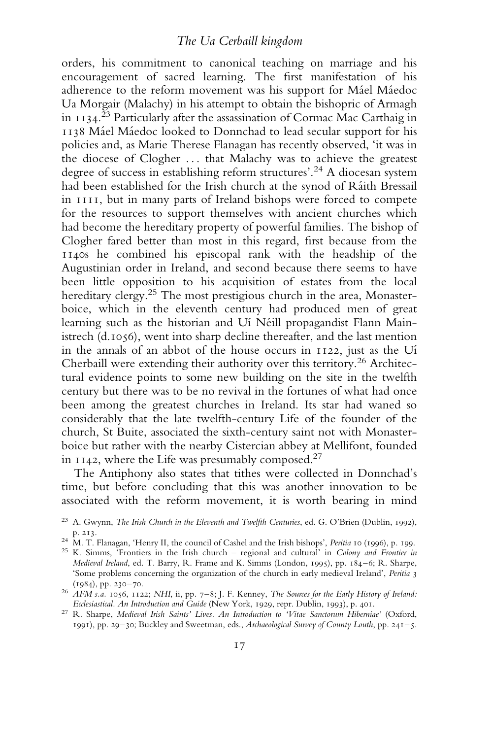orders, his commitment to canonical teaching on marriage and his encouragement of sacred learning. The first manifestation of his adherence to the reform movement was his support for Máel Máedoc Ua Morgair (Malachy) in his attempt to obtain the bishopric of Armagh in 1134.[23] Particularly after the assassination of Cormac Mac Carthaig in 1138 Máel Máedoc looked to Donnchad to lead secular support for his policies and, as Marie Therese Flanagan has recently observed, 'it was in the diocese of Clogher ... that Malachy was to achieve the greatest degree of success in establishing reform structures'.[24] A diocesan system had been established for the Irish church at the synod of Ráith Bressail in 1111, but in many parts of Ireland bishops were forced to compete for the resources to support themselves with ancient churches which had become the hereditary property of powerful families. The bishop of Clogher fared better than most in this regard, first because from the 1140s he combined his episcopal rank with the headship of the Augustinian order in Ireland, and second because there seems to have been little opposition to his acquisition of estates from the local hereditary clergy.[25] The most prestigious church in the area, Monasterboice, which in the eleventh century had produced men of great learning such as the historian and Uí Néill propagandist Flann Mainistrech (d.1056), went into sharp decline thereafter, and the last mention in the annals of an abbot of the house occurs in 1122, just as the Uí Cherbaill were extending their authority over this territory.[26] Architectural evidence points to some new building on the site in the twelfth century but there was to be no revival in the fortunes of what had once been among the greatest churches in Ireland. Its star had waned so considerably that the late twelfth-century Life of the founder of the church, St Buite, associated the sixth-century saint not with Monasterboice but rather with the nearby Cistercian abbey at Mellifont, founded in 1142, where the Life was presumably composed.[27]

The Antiphony also states that tithes were collected in Donnchad's time, but before concluding that this was another innovation to be associated with the reform movement, it is worth bearing in mind

---

[23] A. Gwynn, *The Irish Church in the Eleventh and Twelfth Centuries*, ed. G. O'Brien (Dublin, 1992), p. 213.

[24] M. T. Flanagan, 'Henry II, the council of Cashel and the Irish bishops', *Peritia* 10 (1996), p. 199.

[25] K. Simms, 'Frontiers in the Irish church – regional and cultural' in *Colony and Frontier in Medieval Ireland*, ed. T. Barry, R. Frame and K. Simms (London, 1995), pp. 184–6; R. Sharpe, 'Some problems concerning the organization of the church in early medieval Ireland', *Peritia* 3 (1984), pp. 230–70.

[26] *AFM s.a.* 1056, 1122; *NHI*, ii, pp. 7–8; J. F. Kenney, *The Sources for the Early History of Ireland: Ecclesiastical. An Introduction and Guide* (New York, 1929, repr. Dublin, 1993), p. 401.

[27] R. Sharpe, *Medieval Irish Saints' Lives. An Introduction to 'Vitae Sanctorum Hiberniae'* (Oxford, 1991), pp. 29–30; Buckley and Sweetman, eds., *Archaeological Survey of County Louth*, pp. 241–5.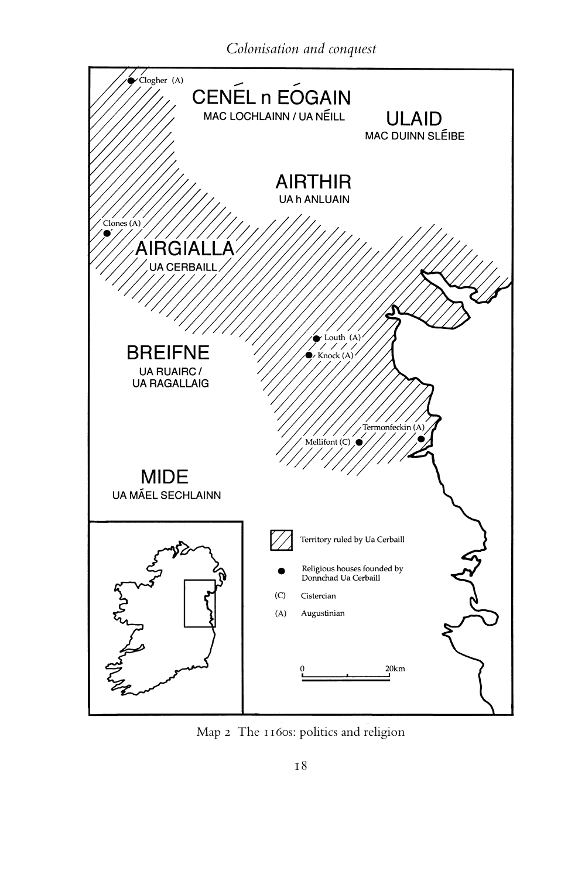CENÉL n EÓGAIN
MAC LOCHLAINN / UA NÉILL

ULAID
MAC DUINN SLÉIBE

AIRTHIR
UA h ANLUAIN

AIRGIALLA
UA CERBAILL

BREIFNE
UA RUAIRC / UA RAGALLAIG

MIDE
UA MÁEL SECHLAINN

Clogher (A)
Clones (A)
Louth (A)
Knock (A)
Termonfeckin (A)
Mellifont (C)

Territory ruled by Ua Cerbaill

Religious houses founded by Donnchad Ua Cerbaill

(C) Cistercian

(A) Augustinian

0 20km

Map 2 The 1160s: politics and religion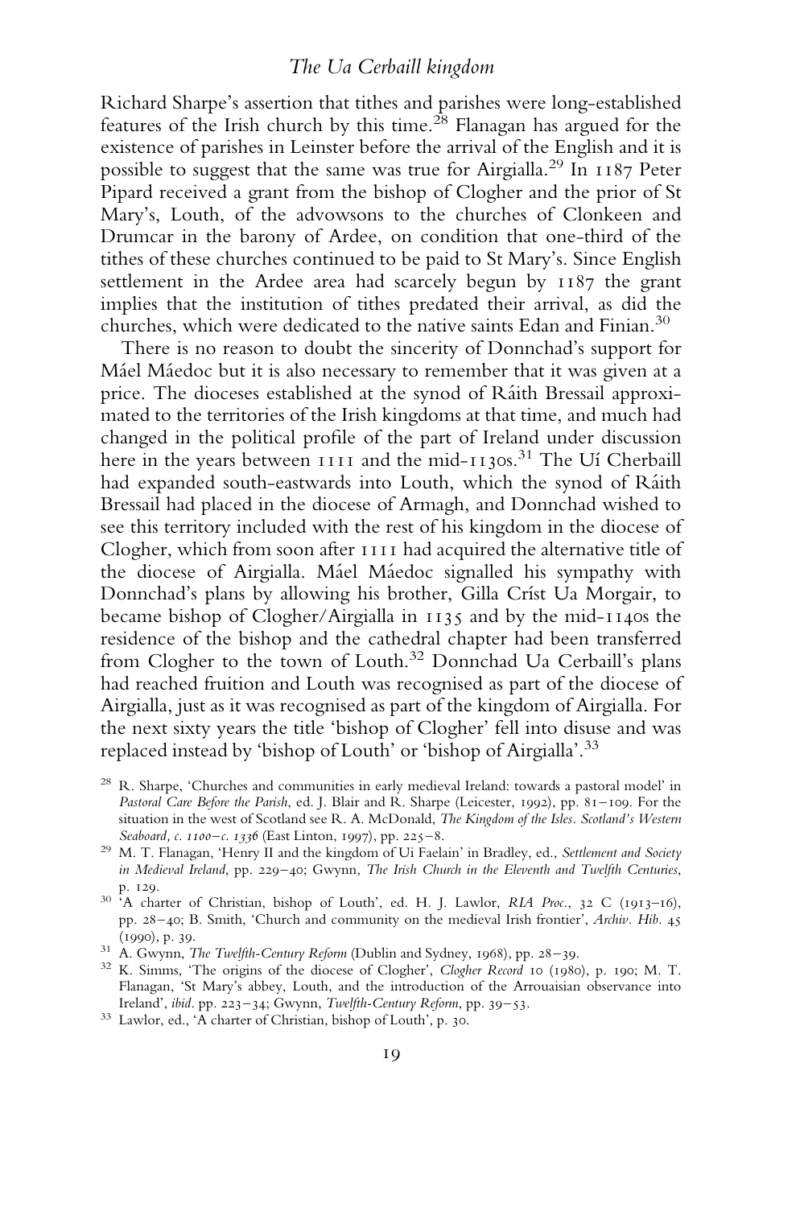Richard Sharpe's assertion that tithes and parishes were long-established features of the Irish church by this time.[28] Flanagan has argued for the existence of parishes in Leinster before the arrival of the English and it is possible to suggest that the same was true for Airgialla.[29] In 1187 Peter Pipard received a grant from the bishop of Clogher and the prior of St Mary's, Louth, of the advowsons to the churches of Clonkeen and Drumcar in the barony of Ardee, on condition that one-third of the tithes of these churches continued to be paid to St Mary's. Since English settlement in the Ardee area had scarcely begun by 1187 the grant implies that the institution of tithes predated their arrival, as did the churches, which were dedicated to the native saints Edan and Finian.[30]

There is no reason to doubt the sincerity of Donnchad's support for Máel Máedoc but it is also necessary to remember that it was given at a price. The dioceses established at the synod of Ráith Bressail approximated to the territories of the Irish kingdoms at that time, and much had changed in the political profile of the part of Ireland under discussion here in the years between 1111 and the mid-1130s.[31] The Uí Cherbaill had expanded south-eastwards into Louth, which the synod of Ráith Bressail had placed in the diocese of Armagh, and Donnchad wished to see this territory included with the rest of his kingdom in the diocese of Clogher, which from soon after 1111 had acquired the alternative title of the diocese of Airgialla. Máel Máedoc signalled his sympathy with Donnchad's plans by allowing his brother, Gilla Críst Ua Morgair, to became bishop of Clogher/Airgialla in 1135 and by the mid-1140s the residence of the bishop and the cathedral chapter had been transferred from Clogher to the town of Louth.[32] Donnchad Ua Cerbaill's plans had reached fruition and Louth was recognised as part of the diocese of Airgialla, just as it was recognised as part of the kingdom of Airgialla. For the next sixty years the title 'bishop of Clogher' fell into disuse and was replaced instead by 'bishop of Louth' or 'bishop of Airgialla'.[33]

[28] R. Sharpe, 'Churches and communities in early medieval Ireland: towards a pastoral model' in *Pastoral Care Before the Parish*, ed. J. Blair and R. Sharpe (Leicester, 1992), pp. 81–109. For the situation in the west of Scotland see R. A. McDonald, *The Kingdom of the Isles. Scotland's Western Seaboard, c. 1100–c. 1336* (East Linton, 1997), pp. 225–8.

[29] M. T. Flanagan, 'Henry II and the kingdom of Ui Faelain' in Bradley, ed., *Settlement and Society in Medieval Ireland*, pp. 229–40; Gwynn, *The Irish Church in the Eleventh and Twelfth Centuries*, p. 129.

[30] 'A charter of Christian, bishop of Louth', ed. H. J. Lawlor, *RIA Proc.*, 32 C (1913–16), pp. 28–40; B. Smith, 'Church and community on the medieval Irish frontier', *Archiv. Hib.* 45 (1990), p. 39.

[31] A. Gwynn, *The Twelfth-Century Reform* (Dublin and Sydney, 1968), pp. 28–39.

[32] K. Simms, 'The origins of the diocese of Clogher', *Clogher Record* 10 (1980), p. 190; M. T. Flanagan, 'St Mary's abbey, Louth, and the introduction of the Arrouaisian observance into Ireland', *ibid*. pp. 223–34; Gwynn, *Twelfth-Century Reform*, pp. 39–53.

[33] Lawlor, ed., 'A charter of Christian, bishop of Louth', p. 30.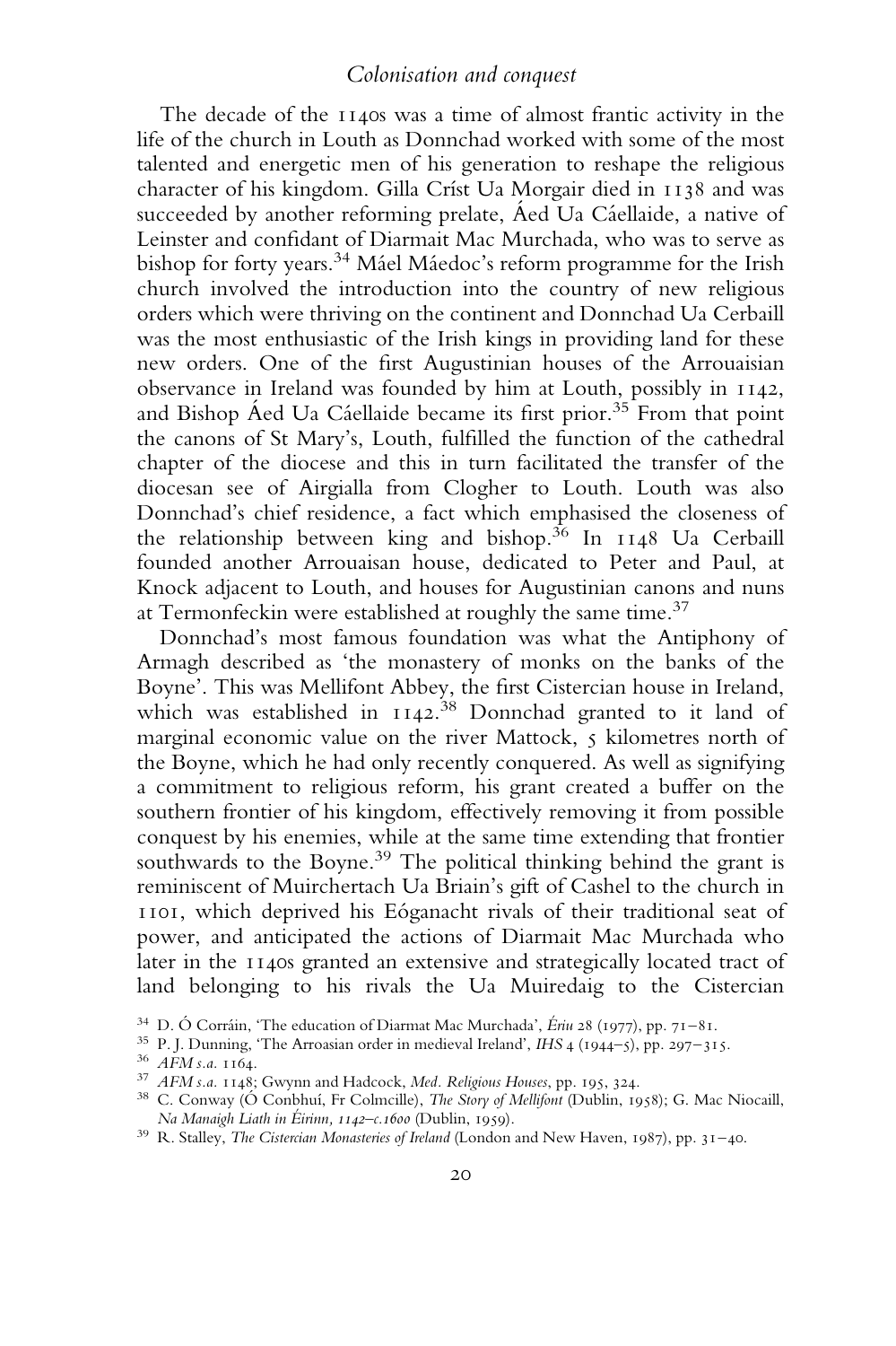The decade of the 1140s was a time of almost frantic activity in the life of the church in Louth as Donnchad worked with some of the most talented and energetic men of his generation to reshape the religious character of his kingdom. Gilla Críst Ua Morgair died in 1138 and was succeeded by another reforming prelate, Áed Ua Cáellaide, a native of Leinster and confidant of Diarmait Mac Murchada, who was to serve as bishop for forty years.[34] Máel Máedoc's reform programme for the Irish church involved the introduction into the country of new religious orders which were thriving on the continent and Donnchad Ua Cerbaill was the most enthusiastic of the Irish kings in providing land for these new orders. One of the first Augustinian houses of the Arrouaisian observance in Ireland was founded by him at Louth, possibly in 1142, and Bishop Áed Ua Cáellaide became its first prior.[35] From that point the canons of St Mary's, Louth, fulfilled the function of the cathedral chapter of the diocese and this in turn facilitated the transfer of the diocesan see of Airgialla from Clogher to Louth. Louth was also Donnchad's chief residence, a fact which emphasised the closeness of the relationship between king and bishop.[36] In 1148 Ua Cerbaill founded another Arrouaisan house, dedicated to Peter and Paul, at Knock adjacent to Louth, and houses for Augustinian canons and nuns at Termonfeckin were established at roughly the same time.[37]

Donnchad's most famous foundation was what the Antiphony of Armagh described as 'the monastery of monks on the banks of the Boyne'. This was Mellifont Abbey, the first Cistercian house in Ireland, which was established in 1142.[38] Donnchad granted to it land of marginal economic value on the river Mattock, 5 kilometres north of the Boyne, which he had only recently conquered. As well as signifying a commitment to religious reform, his grant created a buffer on the southern frontier of his kingdom, effectively removing it from possible conquest by his enemies, while at the same time extending that frontier southwards to the Boyne.[39] The political thinking behind the grant is reminiscent of Muirchertach Ua Briain's gift of Cashel to the church in 1101, which deprived his Eóganacht rivals of their traditional seat of power, and anticipated the actions of Diarmait Mac Murchada who later in the 1140s granted an extensive and strategically located tract of land belonging to his rivals the Ua Muiredaig to the Cistercian

---

[34] D. Ó Corráin, 'The education of Diarmat Mac Murchada', *Ériu* 28 (1977), pp. 71–81.

[35] P. J. Dunning, 'The Arroasian order in medieval Ireland', *IHS* 4 (1944–5), pp. 297–315.

[36] *AFM s.a.* 1164.

[37] *AFM s.a.* 1148; Gwynn and Hadcock, *Med. Religious Houses*, pp. 195, 324.

[38] C. Conway (Ó Conbhuí, Fr Colmcille), *The Story of Mellifont* (Dublin, 1958); G. Mac Niocaill, *Na Manaigh Liath in Éirinn, 1142–c.1600* (Dublin, 1959).

[39] R. Stalley, *The Cistercian Monasteries of Ireland* (London and New Haven, 1987), pp. 31–40.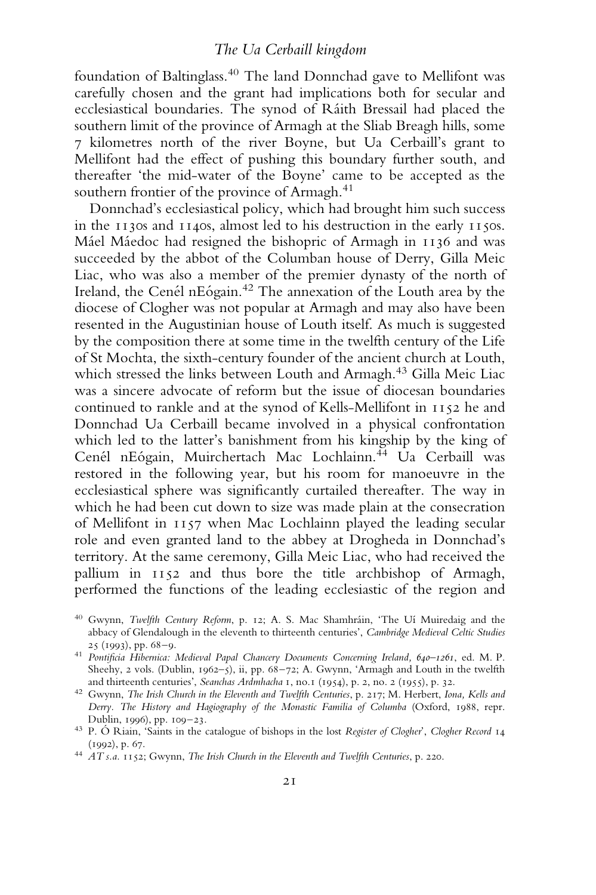foundation of Baltinglass.[40] The land Donnchad gave to Mellifont was carefully chosen and the grant had implications both for secular and ecclesiastical boundaries. The synod of Ráith Bressail had placed the southern limit of the province of Armagh at the Sliab Breagh hills, some 7 kilometres north of the river Boyne, but Ua Cerbaill's grant to Mellifont had the effect of pushing this boundary further south, and thereafter 'the mid-water of the Boyne' came to be accepted as the southern frontier of the province of Armagh.[41]

Donnchad's ecclesiastical policy, which had brought him such success in the 1130s and 1140s, almost led to his destruction in the early 1150s. Máel Máedoc had resigned the bishopric of Armagh in 1136 and was succeeded by the abbot of the Columban house of Derry, Gilla Meic Liac, who was also a member of the premier dynasty of the north of Ireland, the Cenél nEógain.[42] The annexation of the Louth area by the diocese of Clogher was not popular at Armagh and may also have been resented in the Augustinian house of Louth itself. As much is suggested by the composition there at some time in the twelfth century of the Life of St Mochta, the sixth-century founder of the ancient church at Louth, which stressed the links between Louth and Armagh.[43] Gilla Meic Liac was a sincere advocate of reform but the issue of diocesan boundaries continued to rankle and at the synod of Kells-Mellifont in 1152 he and Donnchad Ua Cerbaill became involved in a physical confrontation which led to the latter's banishment from his kingship by the king of Cenél nEógain, Muirchertach Mac Lochlainn.[44] Ua Cerbaill was restored in the following year, but his room for manoeuvre in the ecclesiastical sphere was significantly curtailed thereafter. The way in which he had been cut down to size was made plain at the consecration of Mellifont in 1157 when Mac Lochlainn played the leading secular role and even granted land to the abbey at Drogheda in Donnchad's territory. At the same ceremony, Gilla Meic Liac, who had received the pallium in 1152 and thus bore the title archbishop of Armagh, performed the functions of the leading ecclesiastic of the region and

[40] Gwynn, *Twelfth Century Reform*, p. 12; A. S. Mac Shamhráin, 'The Uí Muiredaig and the abbacy of Glendalough in the eleventh to thirteenth centuries', *Cambridge Medieval Celtic Studies* 25 (1993), pp. 68–9.

[41] *Pontificia Hibernica: Medieval Papal Chancery Documents Concerning Ireland, 640–1261*, ed. M. P. Sheehy, 2 vols. (Dublin, 1962–5), ii, pp. 68–72; A. Gwynn, 'Armagh and Louth in the twelfth and thirteenth centuries', *Seanchas Ardmhacha* 1, no.1 (1954), p. 2, no. 2 (1955), p. 32.

[42] Gwynn, *The Irish Church in the Eleventh and Twelfth Centuries*, p. 217; M. Herbert, *Iona, Kells and Derry. The History and Hagiography of the Monastic Familia of Columba* (Oxford, 1988, repr. Dublin, 1996), pp. 109–23.

[43] P. Ó Riain, 'Saints in the catalogue of bishops in the lost *Register of Clogher*', *Clogher Record* 14 (1992), p. 67.

[44] *AT s.a.* 1152; Gwynn, *The Irish Church in the Eleventh and Twelfth Centuries*, p. 220.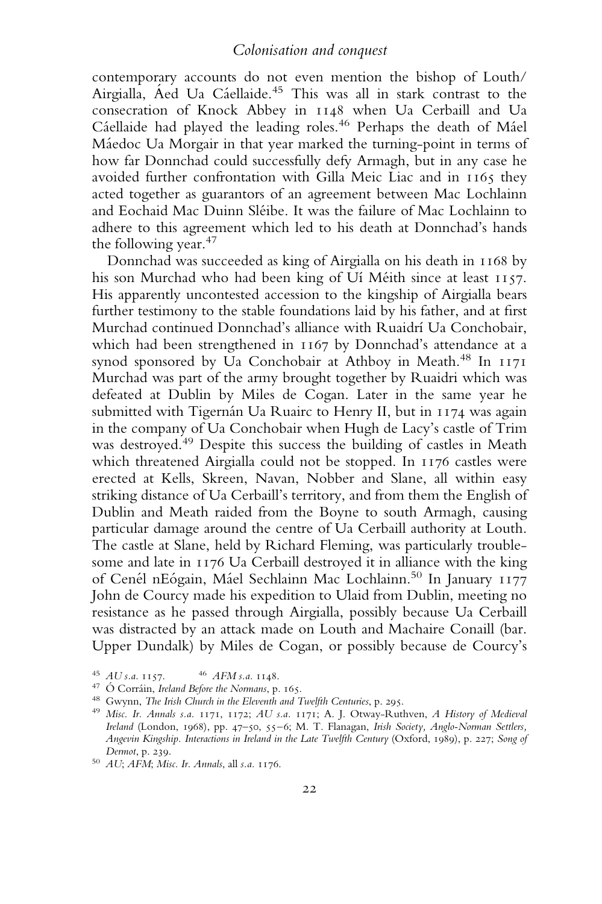contemporary accounts do not even mention the bishop of Louth/ Airgialla, Áed Ua Cáellaide.[45] This was all in stark contrast to the consecration of Knock Abbey in 1148 when Ua Cerbaill and Ua Cáellaide had played the leading roles.[46] Perhaps the death of Máel Máedoc Ua Morgair in that year marked the turning-point in terms of how far Donnchad could successfully defy Armagh, but in any case he avoided further confrontation with Gilla Meic Liac and in 1165 they acted together as guarantors of an agreement between Mac Lochlainn and Eochaid Mac Duinn Sléibe. It was the failure of Mac Lochlainn to adhere to this agreement which led to his death at Donnchad's hands the following year.[47]

Donnchad was succeeded as king of Airgialla on his death in 1168 by his son Murchad who had been king of Uí Méith since at least 1157. His apparently uncontested accession to the kingship of Airgialla bears further testimony to the stable foundations laid by his father, and at first Murchad continued Donnchad's alliance with Ruaidrí Ua Conchobair, which had been strengthened in 1167 by Donnchad's attendance at a synod sponsored by Ua Conchobair at Athboy in Meath.[48] In 1171 Murchad was part of the army brought together by Ruaidri which was defeated at Dublin by Miles de Cogan. Later in the same year he submitted with Tigernán Ua Ruairc to Henry II, but in 1174 was again in the company of Ua Conchobair when Hugh de Lacy's castle of Trim was destroyed.[49] Despite this success the building of castles in Meath which threatened Airgialla could not be stopped. In 1176 castles were erected at Kells, Skreen, Navan, Nobber and Slane, all within easy striking distance of Ua Cerbaill's territory, and from them the English of Dublin and Meath raided from the Boyne to south Armagh, causing particular damage around the centre of Ua Cerbaill authority at Louth. The castle at Slane, held by Richard Fleming, was particularly troublesome and late in 1176 Ua Cerbaill destroyed it in alliance with the king of Cenél nEógain, Máel Sechlainn Mac Lochlainn.[50] In January 1177 John de Courcy made his expedition to Ulaid from Dublin, meeting no resistance as he passed through Airgialla, possibly because Ua Cerbaill was distracted by an attack made on Louth and Machaire Conaill (bar. Upper Dundalk) by Miles de Cogan, or possibly because de Courcy's

[45] *AU s.a.* 1157. [46] *AFM s.a.* 1148.

[47] Ó Corráin, *Ireland Before the Normans*, p. 165.

[48] Gwynn, *The Irish Church in the Eleventh and Twelfth Centuries*, p. 295.

[49] *Misc. Ir. Annals s.a.* 1171, 1172; *AU s.a.* 1171; A. J. Otway-Ruthven, *A History of Medieval Ireland* (London, 1968), pp. 47–50, 55–6; M. T. Flanagan, *Irish Society, Anglo-Norman Settlers, Angevin Kingship. Interactions in Ireland in the Late Twelfth Century* (Oxford, 1989), p. 227; *Song of Dermot*, p. 239.

[50] *AU*; *AFM*; *Misc. Ir. Annals*, all *s.a.* 1176.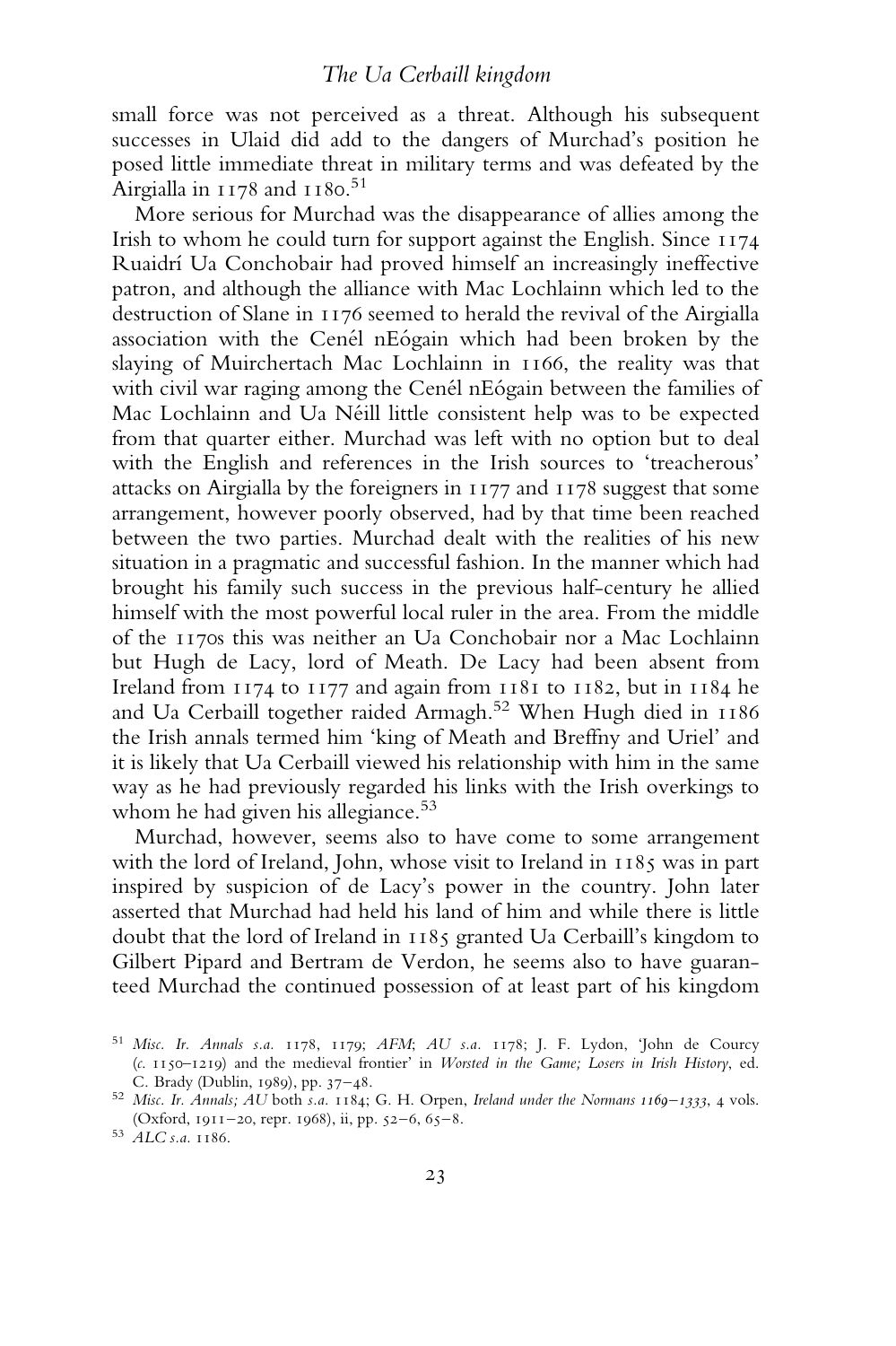small force was not perceived as a threat. Although his subsequent successes in Ulaid did add to the dangers of Murchad's position he posed little immediate threat in military terms and was defeated by the Airgialla in 1178 and 1180.[51]

More serious for Murchad was the disappearance of allies among the Irish to whom he could turn for support against the English. Since 1174 Ruaidrí Ua Conchobair had proved himself an increasingly ineffective patron, and although the alliance with Mac Lochlainn which led to the destruction of Slane in 1176 seemed to herald the revival of the Airgialla association with the Cenél nEógain which had been broken by the slaying of Muirchertach Mac Lochlainn in 1166, the reality was that with civil war raging among the Cenél nEógain between the families of Mac Lochlainn and Ua Néill little consistent help was to be expected from that quarter either. Murchad was left with no option but to deal with the English and references in the Irish sources to 'treacherous' attacks on Airgialla by the foreigners in 1177 and 1178 suggest that some arrangement, however poorly observed, had by that time been reached between the two parties. Murchad dealt with the realities of his new situation in a pragmatic and successful fashion. In the manner which had brought his family such success in the previous half-century he allied himself with the most powerful local ruler in the area. From the middle of the 1170s this was neither an Ua Conchobair nor a Mac Lochlainn but Hugh de Lacy, lord of Meath. De Lacy had been absent from Ireland from 1174 to 1177 and again from 1181 to 1182, but in 1184 he and Ua Cerbaill together raided Armagh.[52] When Hugh died in 1186 the Irish annals termed him 'king of Meath and Breffny and Uriel' and it is likely that Ua Cerbaill viewed his relationship with him in the same way as he had previously regarded his links with the Irish overkings to whom he had given his allegiance.[53]

Murchad, however, seems also to have come to some arrangement with the lord of Ireland, John, whose visit to Ireland in 1185 was in part inspired by suspicion of de Lacy's power in the country. John later asserted that Murchad had held his land of him and while there is little doubt that the lord of Ireland in 1185 granted Ua Cerbaill's kingdom to Gilbert Pipard and Bertram de Verdon, he seems also to have guaranteed Murchad the continued possession of at least part of his kingdom

[51] *Misc. Ir. Annals s.a.* 1178, 1179; *AFM*; *AU s.a.* 1178; J. F. Lydon, 'John de Courcy (*c.* 1150–1219) and the medieval frontier' in *Worsted in the Game; Losers in Irish History*, ed. C. Brady (Dublin, 1989), pp. 37–48.

[52] *Misc. Ir. Annals; AU* both *s.a.* 1184; G. H. Orpen, *Ireland under the Normans 1169–1333*, 4 vols. (Oxford, 1911–20, repr. 1968), ii, pp. 52–6, 65–8.

[53] *ALC s.a.* 1186.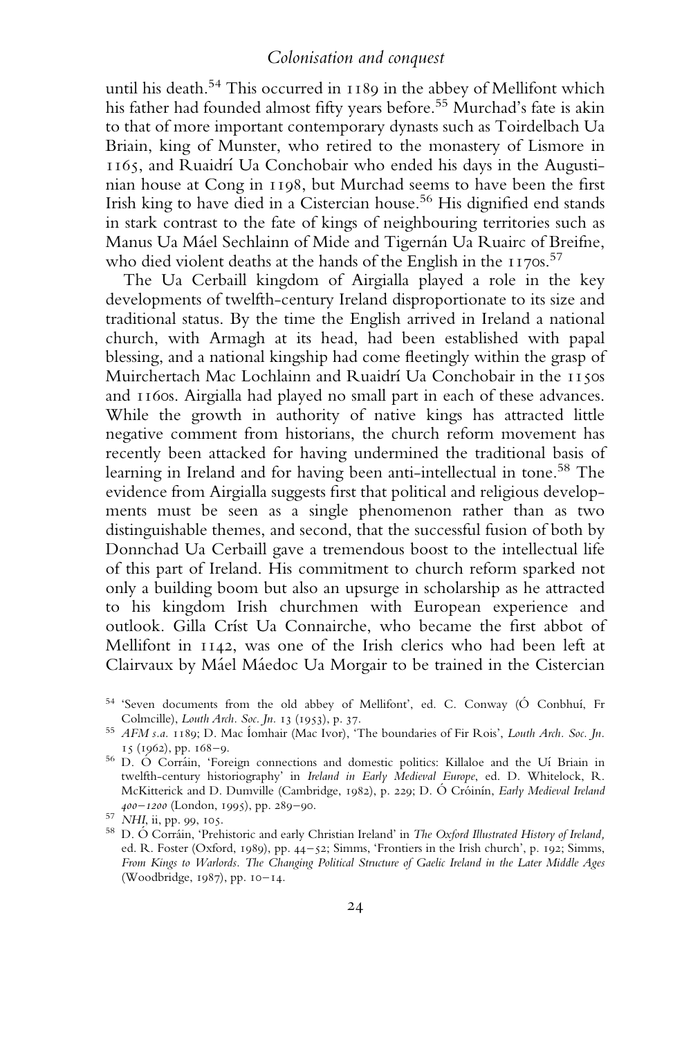until his death.[54] This occurred in 1189 in the abbey of Mellifont which his father had founded almost fifty years before.[55] Murchad's fate is akin to that of more important contemporary dynasts such as Toirdelbach Ua Briain, king of Munster, who retired to the monastery of Lismore in 1165, and Ruaidrí Ua Conchobair who ended his days in the Augustinian house at Cong in 1198, but Murchad seems to have been the first Irish king to have died in a Cistercian house.[56] His dignified end stands in stark contrast to the fate of kings of neighbouring territories such as Manus Ua Máel Sechlainn of Mide and Tigernán Ua Ruairc of Breifne, who died violent deaths at the hands of the English in the 1170s.[57]

The Ua Cerbaill kingdom of Airgialla played a role in the key developments of twelfth-century Ireland disproportionate to its size and traditional status. By the time the English arrived in Ireland a national church, with Armagh at its head, had been established with papal blessing, and a national kingship had come fleetingly within the grasp of Muirchertach Mac Lochlainn and Ruaidrí Ua Conchobair in the 1150s and 1160s. Airgialla had played no small part in each of these advances. While the growth in authority of native kings has attracted little negative comment from historians, the church reform movement has recently been attacked for having undermined the traditional basis of learning in Ireland and for having been anti-intellectual in tone.[58] The evidence from Airgialla suggests first that political and religious developments must be seen as a single phenomenon rather than as two distinguishable themes, and second, that the successful fusion of both by Donnchad Ua Cerbaill gave a tremendous boost to the intellectual life of this part of Ireland. His commitment to church reform sparked not only a building boom but also an upsurge in scholarship as he attracted to his kingdom Irish churchmen with European experience and outlook. Gilla Críst Ua Connairche, who became the first abbot of Mellifont in 1142, was one of the Irish clerics who had been left at Clairvaux by Máel Máedoc Ua Morgair to be trained in the Cistercian

---

[54] 'Seven documents from the old abbey of Mellifont', ed. C. Conway (Ó Conbhuí, Fr Colmcille), *Louth Arch. Soc. Jn.* 13 (1953), p. 37.

[55] *AFM s.a.* 1189; D. Mac Íomhair (Mac Ivor), 'The boundaries of Fir Rois', *Louth Arch. Soc. Jn.* 15 (1962), pp. 168–9.

[56] D. Ó Corráin, 'Foreign connections and domestic politics: Killaloe and the Uí Briain in twelfth-century historiography' in *Ireland in Early Medieval Europe*, ed. D. Whitelock, R. McKitterick and D. Dumville (Cambridge, 1982), p. 229; D. Ó Cróinín, *Early Medieval Ireland 400–1200* (London, 1995), pp. 289–90.

[57] *NHI*, ii, pp. 99, 105.

[58] D. Ó Corráin, 'Prehistoric and early Christian Ireland' in *The Oxford Illustrated History of Ireland*, ed. R. Foster (Oxford, 1989), pp. 44–52; Simms, 'Frontiers in the Irish church', p. 192; Simms, *From Kings to Warlords. The Changing Political Structure of Gaelic Ireland in the Later Middle Ages* (Woodbridge, 1987), pp. 10–14.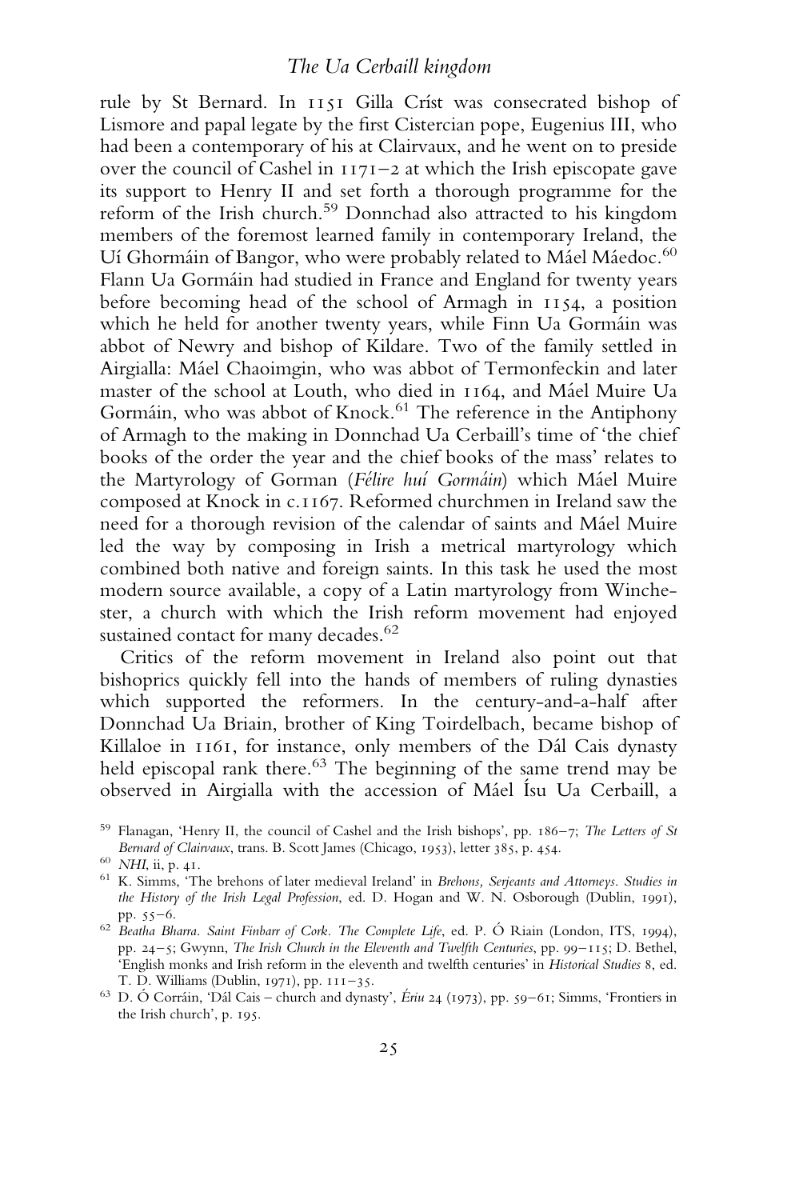rule by St Bernard. In 1151 Gilla Críst was consecrated bishop of Lismore and papal legate by the first Cistercian pope, Eugenius III, who had been a contemporary of his at Clairvaux, and he went on to preside over the council of Cashel in 1171–2 at which the Irish episcopate gave its support to Henry II and set forth a thorough programme for the reform of the Irish church.[59] Donnchad also attracted to his kingdom members of the foremost learned family in contemporary Ireland, the Uí Ghormáin of Bangor, who were probably related to Máel Máedoc.[60] Flann Ua Gormáin had studied in France and England for twenty years before becoming head of the school of Armagh in 1154, a position which he held for another twenty years, while Finn Ua Gormáin was abbot of Newry and bishop of Kildare. Two of the family settled in Airgialla: Máel Chaoimgin, who was abbot of Termonfeckin and later master of the school at Louth, who died in 1164, and Máel Muire Ua Gormáin, who was abbot of Knock.[61] The reference in the Antiphony of Armagh to the making in Donnchad Ua Cerbaill's time of 'the chief books of the order the year and the chief books of the mass' relates to the Martyrology of Gorman (*Félire huí Gormáin*) which Máel Muire composed at Knock in c.1167. Reformed churchmen in Ireland saw the need for a thorough revision of the calendar of saints and Máel Muire led the way by composing in Irish a metrical martyrology which combined both native and foreign saints. In this task he used the most modern source available, a copy of a Latin martyrology from Winchester, a church with which the Irish reform movement had enjoyed sustained contact for many decades.[62]

Critics of the reform movement in Ireland also point out that bishoprics quickly fell into the hands of members of ruling dynasties which supported the reformers. In the century-and-a-half after Donnchad Ua Briain, brother of King Toirdelbach, became bishop of Killaloe in 1161, for instance, only members of the Dál Cais dynasty held episcopal rank there.[63] The beginning of the same trend may be observed in Airgialla with the accession of Máel Ísu Ua Cerbaill, a

[59] Flanagan, 'Henry II, the council of Cashel and the Irish bishops', pp. 186–7; *The Letters of St Bernard of Clairvaux*, trans. B. Scott James (Chicago, 1953), letter 385, p. 454.

[60] *NHI*, ii, p. 41.

[61] K. Simms, 'The brehons of later medieval Ireland' in *Brehons, Serjeants and Attorneys. Studies in the History of the Irish Legal Profession*, ed. D. Hogan and W. N. Osborough (Dublin, 1991), pp. 55–6.

[62] *Beatha Bharra. Saint Finbarr of Cork. The Complete Life*, ed. P. Ó Riain (London, ITS, 1994), pp. 24–5; Gwynn, *The Irish Church in the Eleventh and Twelfth Centuries*, pp. 99–115; D. Bethel, 'English monks and Irish reform in the eleventh and twelfth centuries' in *Historical Studies* 8, ed. T. D. Williams (Dublin, 1971), pp. 111–35.

[63] D. Ó Corráin, 'Dál Cais – church and dynasty', *Ériu* 24 (1973), pp. 59–61; Simms, 'Frontiers in the Irish church', p. 195.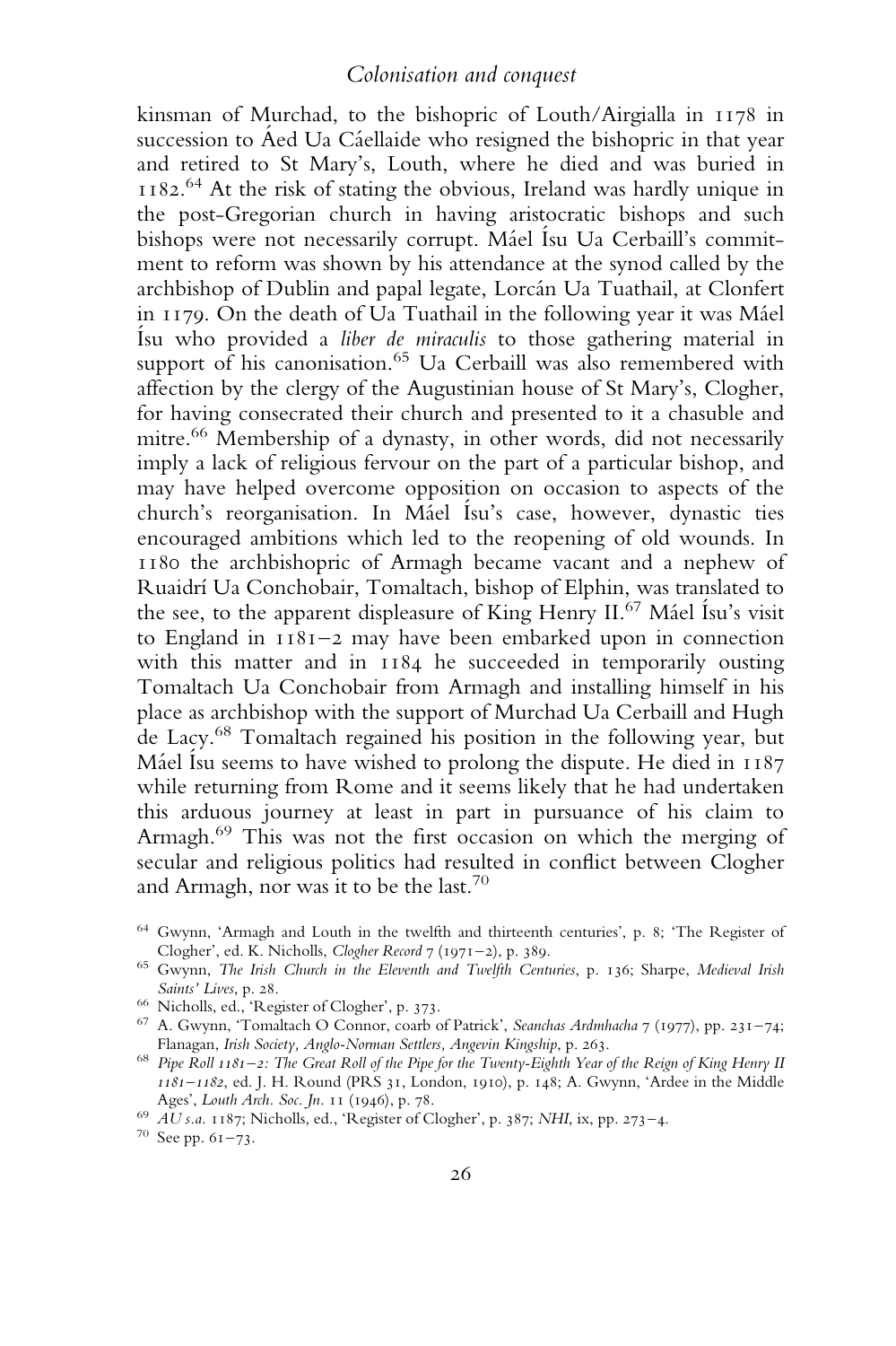kinsman of Murchad, to the bishopric of Louth/Airgialla in 1178 in succession to Áed Ua Cáellaide who resigned the bishopric in that year and retired to St Mary's, Louth, where he died and was buried in 1182.[64] At the risk of stating the obvious, Ireland was hardly unique in the post-Gregorian church in having aristocratic bishops and such bishops were not necessarily corrupt. Máel Ísu Ua Cerbaill's commitment to reform was shown by his attendance at the synod called by the archbishop of Dublin and papal legate, Lorcán Ua Tuathail, at Clonfert in 1179. On the death of Ua Tuathail in the following year it was Máel Ísu who provided a *liber de miraculis* to those gathering material in support of his canonisation.[65] Ua Cerbaill was also remembered with affection by the clergy of the Augustinian house of St Mary's, Clogher, for having consecrated their church and presented to it a chasuble and mitre.[66] Membership of a dynasty, in other words, did not necessarily imply a lack of religious fervour on the part of a particular bishop, and may have helped overcome opposition on occasion to aspects of the church's reorganisation. In Máel Ísu's case, however, dynastic ties encouraged ambitions which led to the reopening of old wounds. In 1180 the archbishopric of Armagh became vacant and a nephew of Ruaidrí Ua Conchobair, Tomaltach, bishop of Elphin, was translated to the see, to the apparent displeasure of King Henry II.[67] Máel Ísu's visit to England in 1181–2 may have been embarked upon in connection with this matter and in 1184 he succeeded in temporarily ousting Tomaltach Ua Conchobair from Armagh and installing himself in his place as archbishop with the support of Murchad Ua Cerbaill and Hugh de Lacy.[68] Tomaltach regained his position in the following year, but Máel Ísu seems to have wished to prolong the dispute. He died in 1187 while returning from Rome and it seems likely that he had undertaken this arduous journey at least in part in pursuance of his claim to Armagh.[69] This was not the first occasion on which the merging of secular and religious politics had resulted in conflict between Clogher and Armagh, nor was it to be the last.[70]

[64] Gwynn, 'Armagh and Louth in the twelfth and thirteenth centuries', p. 8; 'The Register of Clogher', ed. K. Nicholls, *Clogher Record* 7 (1971–2), p. 389.

[65] Gwynn, *The Irish Church in the Eleventh and Twelfth Centuries*, p. 136; Sharpe, *Medieval Irish Saints' Lives*, p. 28.

[66] Nicholls, ed., 'Register of Clogher', p. 373.

[67] A. Gwynn, 'Tomaltach O Connor, coarb of Patrick', *Seanchas Ardmhacha* 7 (1977), pp. 231–74; Flanagan, *Irish Society, Anglo-Norman Settlers, Angevin Kingship*, p. 263.

[68] *Pipe Roll 1181–2: The Great Roll of the Pipe for the Twenty-Eighth Year of the Reign of King Henry II 1181–1182*, ed. J. H. Round (PRS 31, London, 1910), p. 148; A. Gwynn, 'Ardee in the Middle Ages', *Louth Arch. Soc. Jn.* 11 (1946), p. 78.

[69] *AU s.a.* 1187; Nicholls, ed., 'Register of Clogher', p. 387; *NHI*, ix, pp. 273–4.

[70] See pp. 61–73.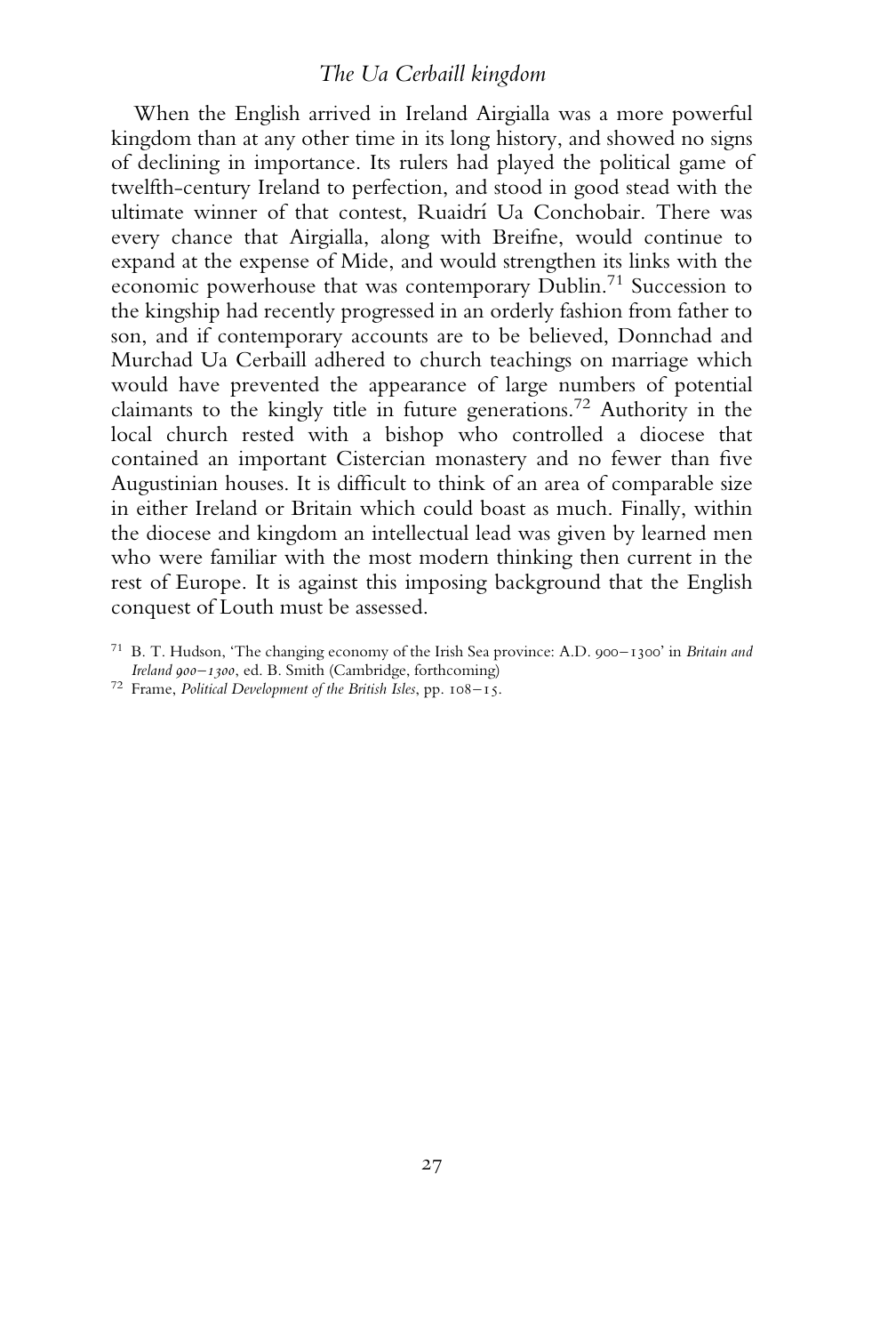When the English arrived in Ireland Airgialla was a more powerful kingdom than at any other time in its long history, and showed no signs of declining in importance. Its rulers had played the political game of twelfth-century Ireland to perfection, and stood in good stead with the ultimate winner of that contest, Ruaidrí Ua Conchobair. There was every chance that Airgialla, along with Breifne, would continue to expand at the expense of Mide, and would strengthen its links with the economic powerhouse that was contemporary Dublin.[71] Succession to the kingship had recently progressed in an orderly fashion from father to son, and if contemporary accounts are to be believed, Donnchad and Murchad Ua Cerbaill adhered to church teachings on marriage which would have prevented the appearance of large numbers of potential claimants to the kingly title in future generations.[72] Authority in the local church rested with a bishop who controlled a diocese that contained an important Cistercian monastery and no fewer than five Augustinian houses. It is difficult to think of an area of comparable size in either Ireland or Britain which could boast as much. Finally, within the diocese and kingdom an intellectual lead was given by learned men who were familiar with the most modern thinking then current in the rest of Europe. It is against this imposing background that the English conquest of Louth must be assessed.

[71] B. T. Hudson, 'The changing economy of the Irish Sea province: A.D. 900–1300' in *Britain and Ireland 900–1300*, ed. B. Smith (Cambridge, forthcoming)

[72] Frame, *Political Development of the British Isles*, pp. 108–15.